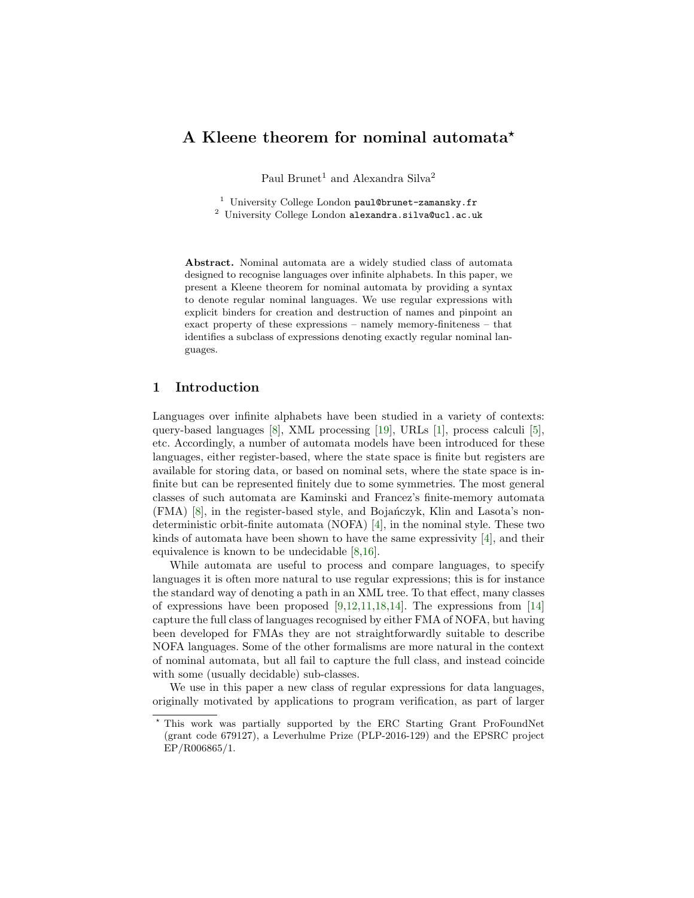// A Kleene theorem for nominal automata*

Paul Brunet[1] and Alexandra Silva[2]

[1] University College London paul@brunet-zamansky.fr
[2] University College London alexandra.silva@ucl.ac.uk

**Abstract.** Nominal automata are a widely studied class of automata designed to recognise languages over infinite alphabets. In this paper, we present a Kleene theorem for nominal automata by providing a syntax to denote regular nominal languages. We use regular expressions with explicit binders for creation and destruction of names and pinpoint an exact property of these expressions – namely memory-finiteness – that identifies a subclass of expressions denoting exactly regular nominal languages.

## 1 Introduction

Languages over infinite alphabets have been studied in a variety of contexts: query-based languages [8], XML processing [19], URLs [1], process calculi [5], etc. Accordingly, a number of automata models have been introduced for these languages, either register-based, where the state space is finite but registers are available for storing data, or based on nominal sets, where the state space is infinite but can be represented finitely due to some symmetries. The most general classes of such automata are Kaminski and Francez's finite-memory automata (FMA) [8], in the register-based style, and Bojańczyk, Klin and Lasota's nondeterministic orbit-finite automata (NOFA) [4], in the nominal style. These two kinds of automata have been shown to have the same expressivity [4], and their equivalence is known to be undecidable [8,16].

While automata are useful to process and compare languages, to specify languages it is often more natural to use regular expressions; this is for instance the standard way of denoting a path in an XML tree. To that effect, many classes of expressions have been proposed [9,12,11,18,14]. The expressions from [14] capture the full class of languages recognised by either FMA of NOFA, but having been developed for FMAs they are not straightforwardly suitable to describe NOFA languages. Some of the other formalisms are more natural in the context of nominal automata, but all fail to capture the full class, and instead coincide with some (usually decidable) sub-classes.

We use in this paper a new class of regular expressions for data languages, originally motivated by applications to program verification, as part of larger

* This work was partially supported by the ERC Starting Grant ProFoundNet (grant code 679127), a Leverhulme Prize (PLP-2016-129) and the EPSRC project EP/R006865/1.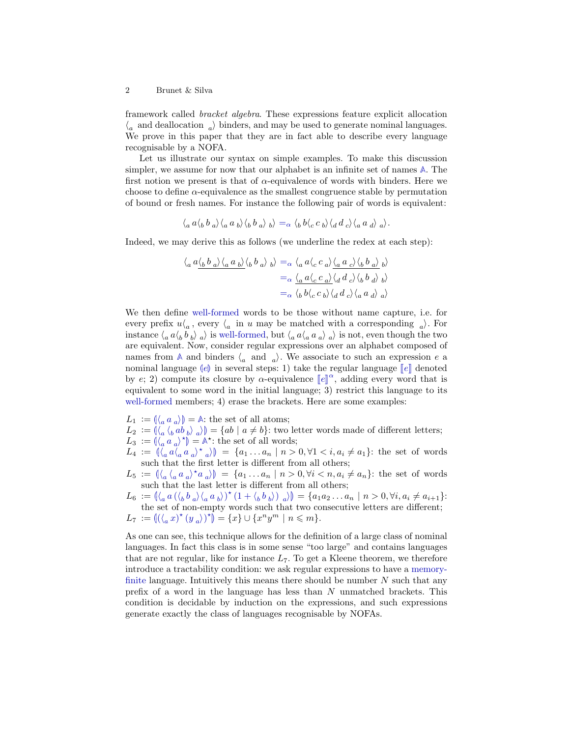framework called *bracket algebra*. These expressions feature explicit allocation $\langle_a$ and deallocation $_a\rangle$ binders, and may be used to generate nominal languages. We prove in this paper that they are in fact able to describe every language recognisable by a NOFA.

Let us illustrate our syntax on simple examples. To make this discussion simpler, we assume for now that our alphabet is an infinite set of names $\mathbb{A}$. The first notion we present is that of $\alpha$-equivalence of words with binders. Here we choose to define $\alpha$-equivalence as the smallest congruence stable by permutation of bound or fresh names. For instance the following pair of words is equivalent:

$$\langle_a\, a \langle_b\, b\, _a\rangle \langle_a\, a\, _b\rangle \langle_b\, b\, _a\rangle\, _b\rangle =_\alpha \langle_b\, b \langle_c\, c\, _b\rangle \langle_d\, d\, _c\rangle \langle_a\, a\, _d\rangle\, _a\rangle.$$

Indeed, we may derive this as follows (we underline the redex at each step):

$$\begin{aligned}
\langle_a\, a \underline{\langle_b\, b\, _a\rangle \langle_a\, a\, _b\rangle} \langle_b\, b\, _a\rangle\, _b\rangle &=_\alpha \langle_a\, a \langle_c\, c\, _a\rangle \underline{\langle_a\, a\, _c\rangle \langle_b\, b\, _a\rangle\, _b\rangle} \\
&=_\alpha \underline{\langle_a\, a \langle_c\, c\, _a\rangle} \langle_d\, d\, _c\rangle \langle_b\, b\, _d\rangle\, _b\rangle \\
&=_\alpha \langle_b\, b \langle_c\, c\, _b\rangle \langle_d\, d\, _c\rangle \langle_a\, a\, _d\rangle\, _a\rangle
\end{aligned}$$

We then define well-formed words to be those without name capture, i.e. for every prefix $u\langle_a$, every $\langle_a$ in $u$ may be matched with a corresponding $_a\rangle$. For instance $\langle_a\, a \langle_b\, b\, _b\rangle\, _a\rangle$ is well-formed, but $\langle_a\, a \langle_a\, a\, _a\rangle\, _a\rangle$ is not, even though the two are equivalent. Now, consider regular expressions over an alphabet composed of names from $\mathbb{A}$ and binders $\langle_a$ and $_a\rangle$. We associate to such an expression $e$ a nominal language $(\!|e|\!)$ in several steps: 1) take the regular language $[\![e]\!]$ denoted by $e$; 2) compute its closure by $\alpha$-equivalence $[\![e]\!]^\alpha$, adding every word that is equivalent to some word in the initial language; 3) restrict this language to its well-formed members; 4) erase the brackets. Here are some examples:

- $L_1 := (\!|\langle_a\, a\, _a\rangle|\!) = \mathbb{A}$: the set of all atoms;
- $L_2 := (\!|\langle_a \langle_b\, ab\, _b\rangle\, _a\rangle|\!) = \{ab \mid a \neq b\}$: two letter words made of different letters;
- $L_3 := (\!|\langle_a\, a\, _a\rangle^\star|\!) = \mathbb{A}^\star$: the set of all words;
- $L_4 := (\!|\langle_a\, a \langle_a\, a\, _a\rangle^\star\, _a\rangle|\!) = \{a_1 \ldots a_n \mid n > 0, \forall 1 < i, a_i \neq a_1\}$: the set of words such that the first letter is different from all others;
- $L_5 := (\!|\langle_a \langle_a\, a\, _a\rangle^\star a\, _a\rangle|\!) = \{a_1 \ldots a_n \mid n > 0, \forall i < n, a_i \neq a_n\}$: the set of words such that the last letter is different from all others;
- $L_6 := (\!|\langle_a\, a\, (\langle_b\, b\, _a\rangle \langle_a\, a\, _b\rangle)^\star\, (1 + \langle_b\, b\, _b\rangle)\, _a\rangle|\!) = \{a_1 a_2 \ldots a_n \mid n > 0, \forall i, a_i \neq a_{i+1}\}$: the set of non-empty words such that two consecutive letters are different;
- $L_7 := (\!|((\langle_a\, x)^\star\, (y\, _a\rangle)^\star|\!) = \{x\} \cup \{x^n y^m \mid n \leqslant m\}$.

As one can see, this technique allows for the definition of a large class of nominal languages. In fact this class is in some sense "too large" and contains languages that are not regular, like for instance $L_7$. To get a Kleene theorem, we therefore introduce a tractability condition: we ask regular expressions to have a memory-finite language. Intuitively this means there should be number $N$ such that any prefix of a word in the language has less than $N$ unmatched brackets. This condition is decidable by induction on the expressions, and such expressions generate exactly the class of languages recognisable by NOFAs.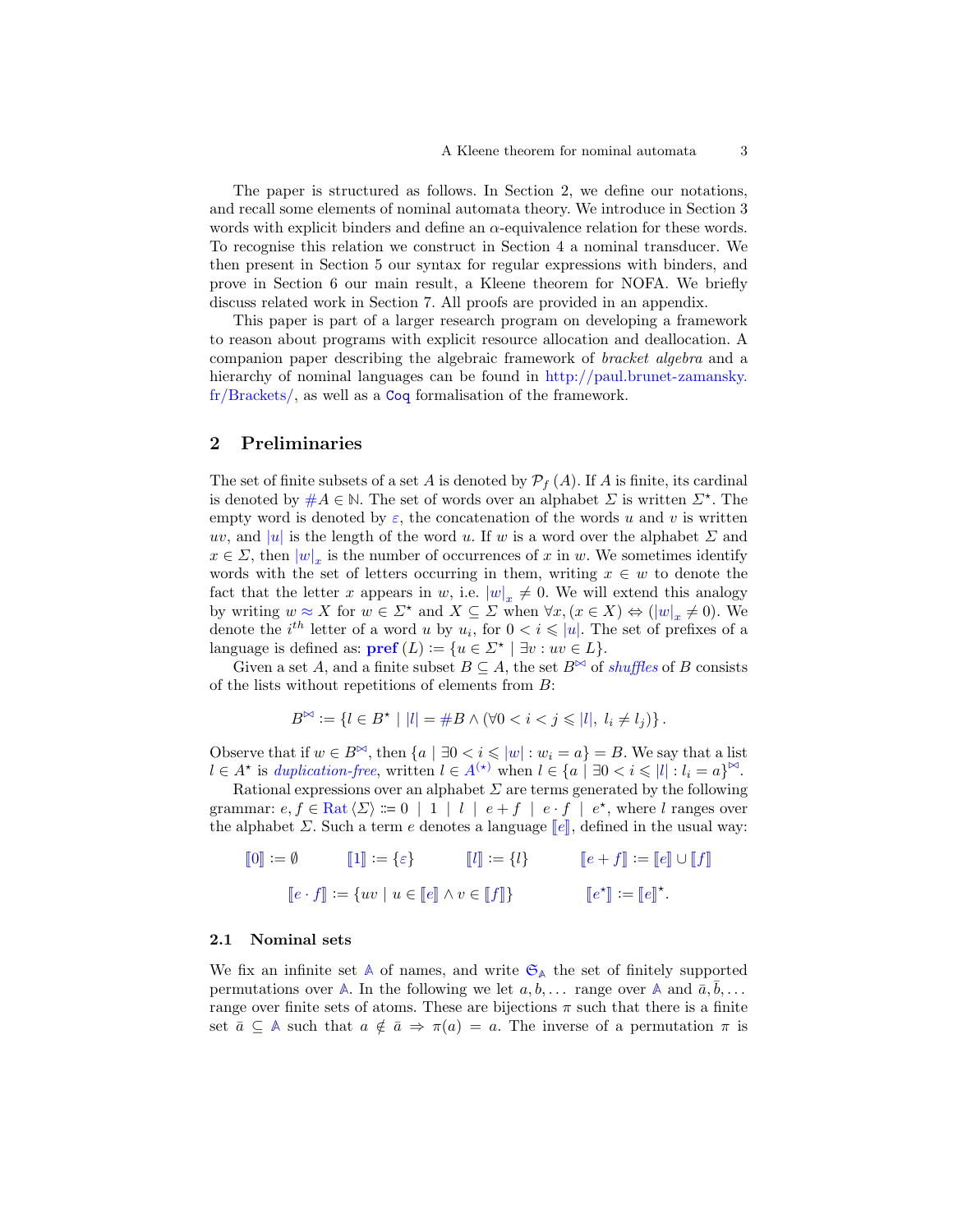The paper is structured as follows. In Section 2, we define our notations, and recall some elements of nominal automata theory. We introduce in Section 3 words with explicit binders and define an $\alpha$-equivalence relation for these words. To recognise this relation we construct in Section 4 a nominal transducer. We then present in Section 5 our syntax for regular expressions with binders, and prove in Section 6 our main result, a Kleene theorem for NOFA. We briefly discuss related work in Section 7. All proofs are provided in an appendix.

This paper is part of a larger research program on developing a framework to reason about programs with explicit resource allocation and deallocation. A companion paper describing the algebraic framework of *bracket algebra* and a hierarchy of nominal languages can be found in http://paul.brunet-zamansky.fr/Brackets/, as well as a `Coq` formalisation of the framework.

## 2 Preliminaries

The set of finite subsets of a set $A$ is denoted by $\mathcal{P}_f(A)$. If $A$ is finite, its cardinal is denoted by $\#A \in \mathbb{N}$. The set of words over an alphabet $\Sigma$ is written $\Sigma^\star$. The empty word is denoted by $\varepsilon$, the concatenation of the words $u$ and $v$ is written $uv$, and $|u|$ is the length of the word $u$. If $w$ is a word over the alphabet $\Sigma$ and $x \in \Sigma$, then $|w|_x$ is the number of occurrences of $x$ in $w$. We sometimes identify words with the set of letters occurring in them, writing $x \in w$ to denote the fact that the letter $x$ appears in $w$, i.e. $|w|_x \neq 0$. We will extend this analogy by writing $w \approx X$ for $w \in \Sigma^\star$ and $X \subseteq \Sigma$ when $\forall x, (x \in X) \Leftrightarrow (|w|_x \neq 0)$. We denote the $i^{th}$ letter of a word $u$ by $u_i$, for $0 < i \leqslant |u|$. The set of prefixes of a language is defined as: $\textbf{pref}(L) := \{u \in \Sigma^\star \mid \exists v : uv \in L\}$.

Given a set $A$, and a finite subset $B \subseteq A$, the set $B^{\bowtie}$ of *shuffles* of $B$ consists of the lists without repetitions of elements from $B$:

$$B^{\bowtie} := \{l \in B^\star \mid |l| = \#B \wedge (\forall 0 < i < j \leqslant |l|,\ l_i \neq l_j)\}.$$

Observe that if $w \in B^{\bowtie}$, then $\{a \mid \exists 0 < i \leqslant |w| : w_i = a\} = B$. We say that a list $l \in A^\star$ is *duplication-free*, written $l \in A^{(\star)}$ when $l \in \{a \mid \exists 0 < i \leqslant |l| : l_i = a\}^{\bowtie}$.

Rational expressions over an alphabet $\Sigma$ are terms generated by the following grammar: $e, f \in \mathrm{Rat}\langle\Sigma\rangle ::= 0 \mid 1 \mid l \mid e + f \mid e \cdot f \mid e^\star$, where $l$ ranges over the alphabet $\Sigma$. Such a term $e$ denotes a language $[\![e]\!]$, defined in the usual way:

$$[\![0]\!] := \emptyset \qquad [\![1]\!] := \{\varepsilon\} \qquad [\![l]\!] := \{l\} \qquad [\![e+f]\!] := [\![e]\!] \cup [\![f]\!]$$

$$[\![e \cdot f]\!] := \{uv \mid u \in [\![e]\!] \wedge v \in [\![f]\!]\} \qquad [\![e^\star]\!] := [\![e]\!]^\star.$$

### 2.1 Nominal sets

We fix an infinite set $\mathbb{A}$ of names, and write $\mathfrak{S}_{\mathbb{A}}$ the set of finitely supported permutations over $\mathbb{A}$. In the following we let $a, b, \ldots$ range over $\mathbb{A}$ and $\bar{a}, \bar{b}, \ldots$ range over finite sets of atoms. These are bijections $\pi$ such that there is a finite set $\bar{a} \subseteq \mathbb{A}$ such that $a \notin \bar{a} \Rightarrow \pi(a) = a$. The inverse of a permutation $\pi$ is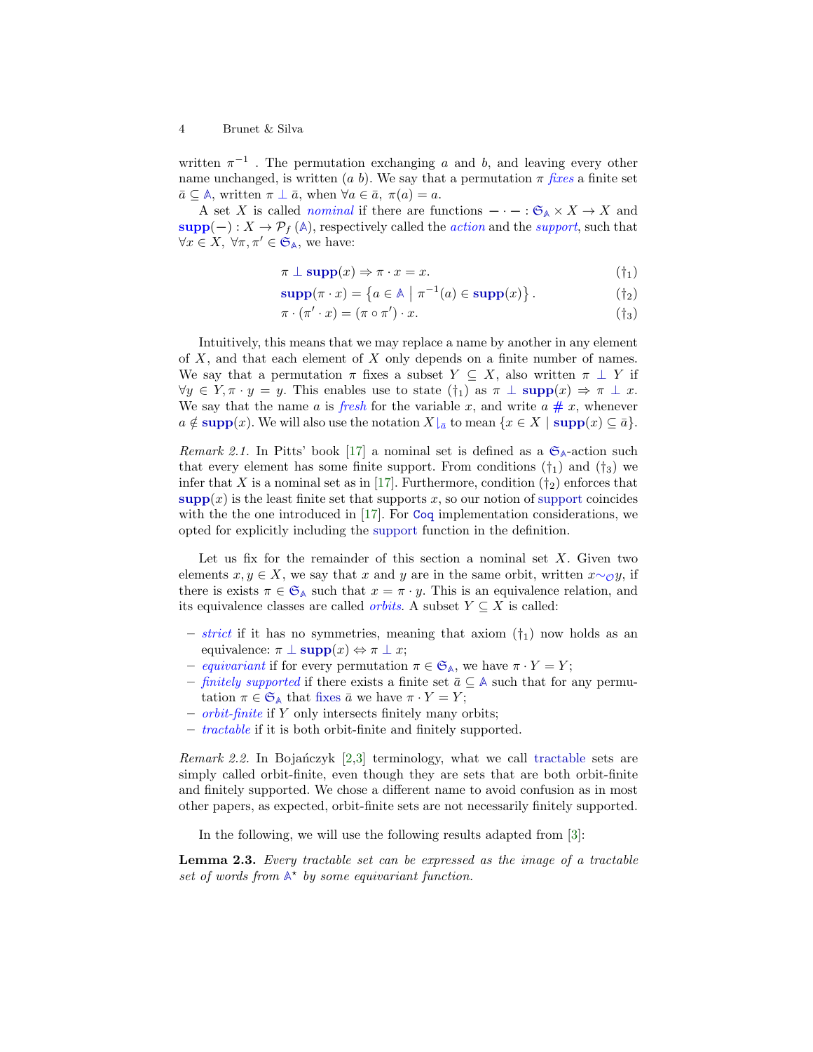written $\pi^{-1}$ . The permutation exchanging $a$ and $b$, and leaving every other name unchanged, is written $(a\ b)$. We say that a permutation $\pi$ *fixes* a finite set $\bar{a} \subseteq \mathbb{A}$, written $\pi \perp \bar{a}$, when $\forall a \in \bar{a},\ \pi(a) = a$.

A set $X$ is called *nominal* if there are functions $- \cdot - : \mathfrak{S}_{\mathbb{A}} \times X \to X$ and $\mathbf{supp}(-) : X \to \mathcal{P}_f(\mathbb{A})$, respectively called the *action* and the *support*, such that $\forall x \in X,\ \forall \pi, \pi' \in \mathfrak{S}_{\mathbb{A}}$, we have:

$$\pi \perp \mathbf{supp}(x) \Rightarrow \pi \cdot x = x. \tag{$\dagger_1$}$$

$$\mathbf{supp}(\pi \cdot x) = \left\{ a \in \mathbb{A} \mid \pi^{-1}(a) \in \mathbf{supp}(x) \right\}. \tag{$\dagger_2$}$$

$$\pi \cdot (\pi' \cdot x) = (\pi \circ \pi') \cdot x. \tag{$\dagger_3$}$$

Intuitively, this means that we may replace a name by another in any element of $X$, and that each element of $X$ only depends on a finite number of names. We say that a permutation $\pi$ fixes a subset $Y \subseteq X$, also written $\pi \perp Y$ if $\forall y \in Y, \pi \cdot y = y$. This enables use to state ($\dagger_1$) as $\pi \perp \mathbf{supp}(x) \Rightarrow \pi \perp x$. We say that the name $a$ is *fresh* for the variable $x$, and write $a \# x$, whenever $a \notin \mathbf{supp}(x)$. We will also use the notation $X\lfloor_{\bar{a}}$ to mean $\{x \in X \mid \mathbf{supp}(x) \subseteq \bar{a}\}$.

*Remark 2.1.* In Pitts' book [17] a nominal set is defined as a $\mathfrak{S}_{\mathbb{A}}$-action such that every element has some finite support. From conditions ($\dagger_1$) and ($\dagger_3$) we infer that $X$ is a nominal set as in [17]. Furthermore, condition ($\dagger_2$) enforces that $\mathbf{supp}(x)$ is the least finite set that supports $x$, so our notion of support coincides with the the one introduced in [17]. For `Coq` implementation considerations, we opted for explicitly including the support function in the definition.

Let us fix for the remainder of this section a nominal set $X$. Given two elements $x, y \in X$, we say that $x$ and $y$ are in the same orbit, written $x \sim_{\mathcal{O}} y$, if there is exists $\pi \in \mathfrak{S}_{\mathbb{A}}$ such that $x = \pi \cdot y$. This is an equivalence relation, and its equivalence classes are called *orbits*. A subset $Y \subseteq X$ is called:

- *strict* if it has no symmetries, meaning that axiom ($\dagger_1$) now holds as an equivalence: $\pi \perp \mathbf{supp}(x) \Leftrightarrow \pi \perp x$;
- *equivariant* if for every permutation $\pi \in \mathfrak{S}_{\mathbb{A}}$, we have $\pi \cdot Y = Y$;
- *finitely supported* if there exists a finite set $\bar{a} \subseteq \mathbb{A}$ such that for any permutation $\pi \in \mathfrak{S}_{\mathbb{A}}$ that fixes $\bar{a}$ we have $\pi \cdot Y = Y$;
- *orbit-finite* if $Y$ only intersects finitely many orbits;
- *tractable* if it is both orbit-finite and finitely supported.

*Remark 2.2.* In Bojańczyk [2,3] terminology, what we call tractable sets are simply called orbit-finite, even though they are sets that are both orbit-finite and finitely supported. We chose a different name to avoid confusion as in most other papers, as expected, orbit-finite sets are not necessarily finitely supported.

In the following, we will use the following results adapted from [3]:

**Lemma 2.3.** *Every tractable set can be expressed as the image of a tractable set of words from $\mathbb{A}^\star$ by some equivariant function.*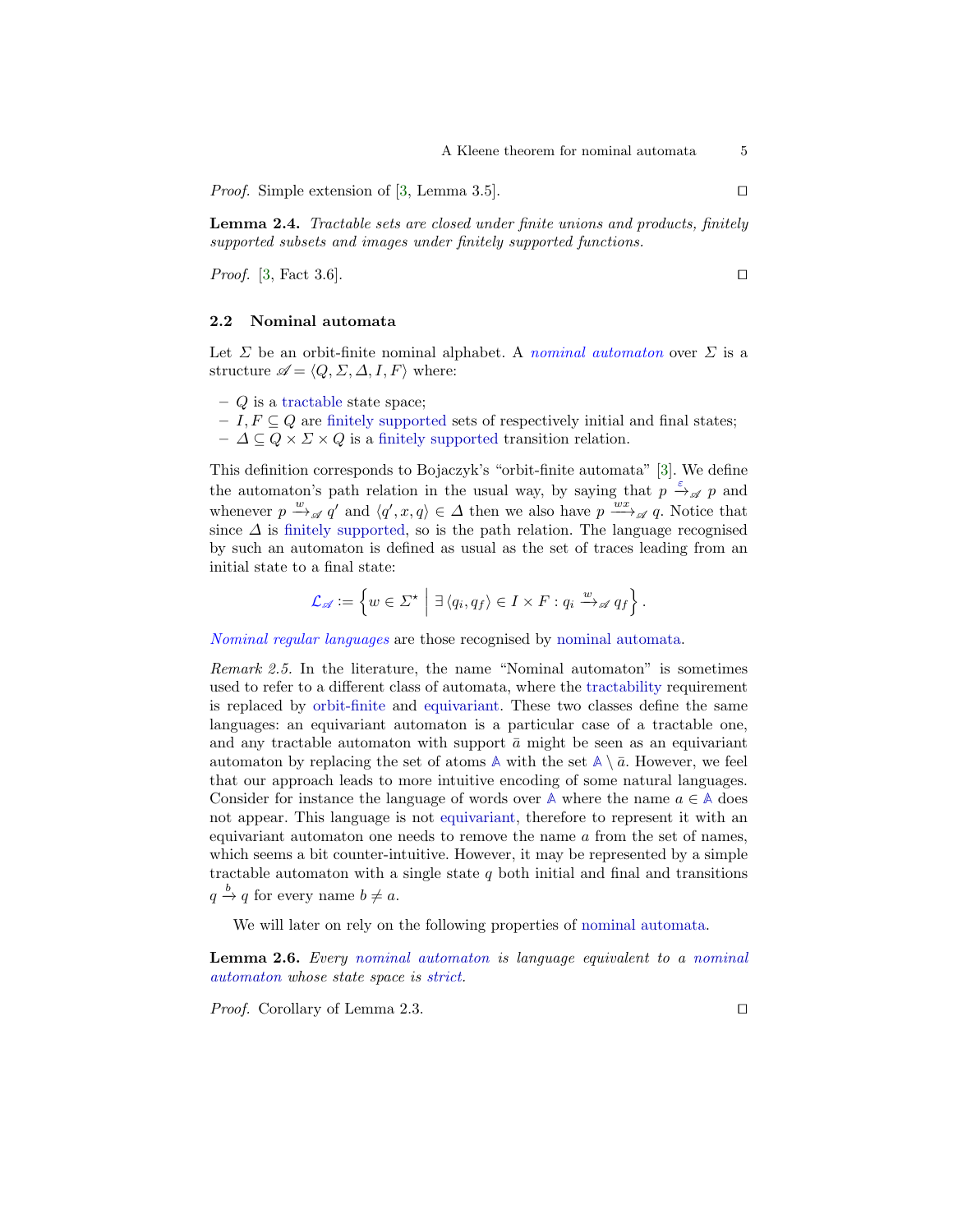*Proof.* Simple extension of [3, Lemma 3.5]. ◻

**Lemma 2.4.** *Tractable sets are closed under finite unions and products, finitely supported subsets and images under finitely supported functions.*

*Proof.* [3, Fact 3.6]. ◻

### 2.2 Nominal automata

Let $\Sigma$ be an orbit-finite nominal alphabet. A *nominal automaton* over $\Sigma$ is a structure $\mathscr{A} = \langle Q, \Sigma, \Delta, I, F \rangle$ where:

- $Q$ is a tractable state space;
- $I, F \subseteq Q$ are finitely supported sets of respectively initial and final states;
- $\Delta \subseteq Q \times \Sigma \times Q$ is a finitely supported transition relation.

This definition corresponds to Bojaczyk's "orbit-finite automata" [3]. We define the automaton's path relation in the usual way, by saying that $p \xrightarrow{\varepsilon}_{\mathscr{A}} p$ and whenever $p \xrightarrow{w}_{\mathscr{A}} q'$ and $\langle q', x, q \rangle \in \Delta$ then we also have $p \xrightarrow{wx}_{\mathscr{A}} q$. Notice that since $\Delta$ is finitely supported, so is the path relation. The language recognised by such an automaton is defined as usual as the set of traces leading from an initial state to a final state:

$$\mathcal{L}_{\mathscr{A}} := \left\{ w \in \Sigma^\star \;\middle|\; \exists \langle q_i, q_f \rangle \in I \times F : q_i \xrightarrow{w}_{\mathscr{A}} q_f \right\}.$$

*Nominal regular languages* are those recognised by nominal automata.

*Remark 2.5.* In the literature, the name "Nominal automaton" is sometimes used to refer to a different class of automata, where the tractability requirement is replaced by orbit-finite and equivariant. These two classes define the same languages: an equivariant automaton is a particular case of a tractable one, and any tractable automaton with support $\bar{a}$ might be seen as an equivariant automaton by replacing the set of atoms $\mathbb{A}$ with the set $\mathbb{A} \setminus \bar{a}$. However, we feel that our approach leads to more intuitive encoding of some natural languages. Consider for instance the language of words over $\mathbb{A}$ where the name $a \in \mathbb{A}$ does not appear. This language is not equivariant, therefore to represent it with an equivariant automaton one needs to remove the name $a$ from the set of names, which seems a bit counter-intuitive. However, it may be represented by a simple tractable automaton with a single state $q$ both initial and final and transitions $q \xrightarrow{b} q$ for every name $b \neq a$.

We will later on rely on the following properties of nominal automata.

**Lemma 2.6.** *Every nominal automaton is language equivalent to a nominal automaton whose state space is strict.*

*Proof.* Corollary of Lemma 2.3. ◻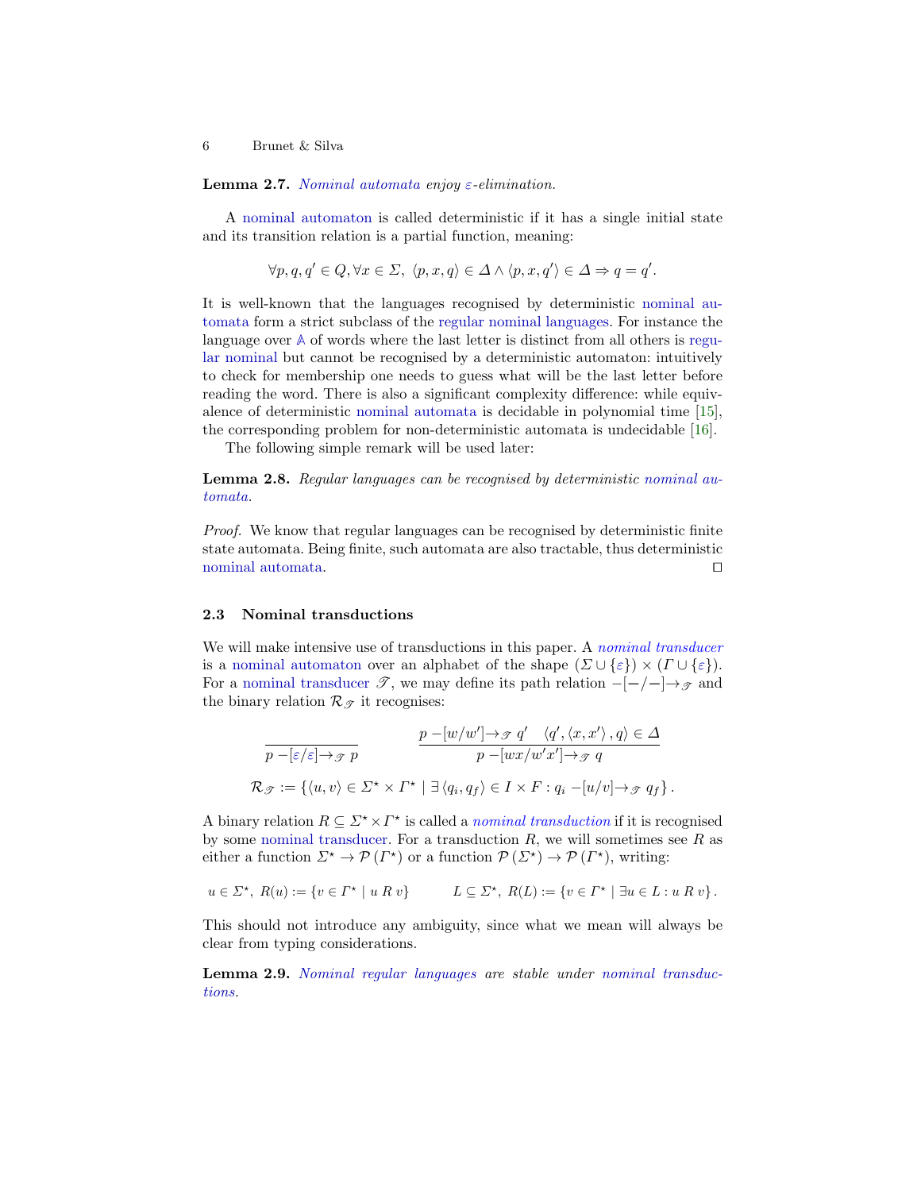**Lemma 2.7.** *Nominal automata enjoy $\varepsilon$-elimination.*

A nominal automaton is called deterministic if it has a single initial state and its transition relation is a partial function, meaning:

$$\forall p, q, q' \in Q, \forall x \in \Sigma,\ \langle p, x, q\rangle \in \Delta \wedge \langle p, x, q'\rangle \in \Delta \Rightarrow q = q'.$$

It is well-known that the languages recognised by deterministic nominal automata form a strict subclass of the regular nominal languages. For instance the language over $\mathbb{A}$ of words where the last letter is distinct from all others is regular nominal but cannot be recognised by a deterministic automaton: intuitively to check for membership one needs to guess what will be the last letter before reading the word. There is also a significant complexity difference: while equivalence of deterministic nominal automata is decidable in polynomial time [15], the corresponding problem for non-deterministic automata is undecidable [16].

The following simple remark will be used later:

**Lemma 2.8.** *Regular languages can be recognised by deterministic nominal automata.*

*Proof.* We know that regular languages can be recognised by deterministic finite state automata. Being finite, such automata are also tractable, thus deterministic nominal automata. ◻

### 2.3 Nominal transductions

We will make intensive use of transductions in this paper. A *nominal transducer* is a nominal automaton over an alphabet of the shape $(\Sigma \cup \{\varepsilon\}) \times (\Gamma \cup \{\varepsilon\})$. For a nominal transducer $\mathscr{T}$, we may define its path relation $-[-/-]\rightarrow_{\mathscr{T}}$ and the binary relation $\mathcal{R}_{\mathscr{T}}$ it recognises:

$$\frac{}{p -[\varepsilon/\varepsilon]\rightarrow_{\mathscr{T}} p} \qquad \frac{p -[w/w']\rightarrow_{\mathscr{T}} q' \quad \langle q', \langle x, x'\rangle, q\rangle \in \Delta}{p -[wx/w'x']\rightarrow_{\mathscr{T}} q}$$

$$\mathcal{R}_{\mathscr{T}} := \{\langle u, v\rangle \in \Sigma^\star \times \Gamma^\star \mid \exists \langle q_i, q_f\rangle \in I \times F : q_i -[u/v]\rightarrow_{\mathscr{T}} q_f\}.$$

A binary relation $R \subseteq \Sigma^\star \times \Gamma^\star$ is called a *nominal transduction* if it is recognised by some nominal transducer. For a transduction $R$, we will sometimes see $R$ as either a function $\Sigma^\star \to \mathcal{P}(\Gamma^\star)$ or a function $\mathcal{P}(\Sigma^\star) \to \mathcal{P}(\Gamma^\star)$, writing:

$$u \in \Sigma^\star,\ R(u) := \{v \in \Gamma^\star \mid u\ R\ v\} \qquad L \subseteq \Sigma^\star,\ R(L) := \{v \in \Gamma^\star \mid \exists u \in L : u\ R\ v\}.$$

This should not introduce any ambiguity, since what we mean will always be clear from typing considerations.

**Lemma 2.9.** *Nominal regular languages are stable under nominal transductions.*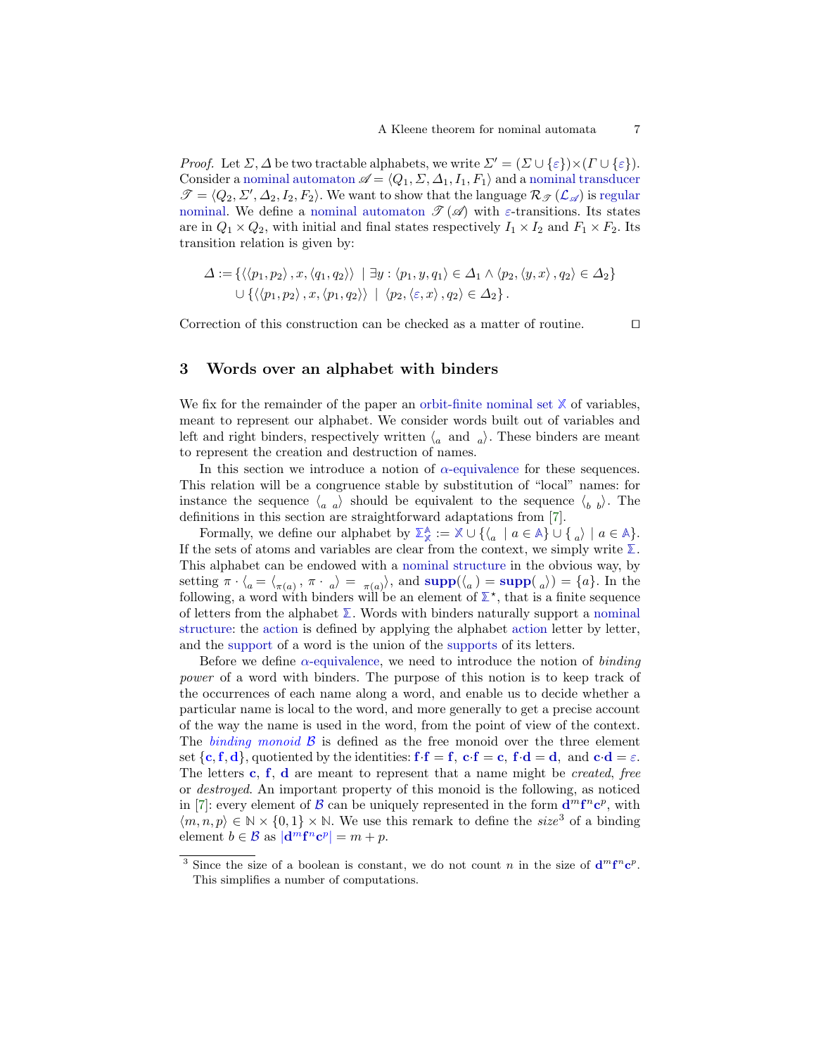*Proof.* Let $\Sigma, \Delta$ be two tractable alphabets, we write $\Sigma' = (\Sigma \cup \{\varepsilon\}) \times (\Gamma \cup \{\varepsilon\})$. Consider a nominal automaton $\mathscr{A} = \langle Q_1, \Sigma, \Delta_1, I_1, F_1 \rangle$ and a nominal transducer $\mathscr{T} = \langle Q_2, \Sigma', \Delta_2, I_2, F_2 \rangle$. We want to show that the language $\mathcal{R}_{\mathscr{T}}(\mathcal{L}_{\mathscr{A}})$ is regular nominal. We define a nominal automaton $\mathscr{T}(\mathscr{A})$ with $\varepsilon$-transitions. Its states are in $Q_1 \times Q_2$, with initial and final states respectively $I_1 \times I_2$ and $F_1 \times F_2$. Its transition relation is given by:

$$\begin{aligned}\Delta := \{\langle \langle p_1, p_2 \rangle, x, \langle q_1, q_2 \rangle \rangle \mid \exists y : \langle p_1, y, q_1 \rangle \in \Delta_1 \wedge \langle p_2, \langle y, x \rangle, q_2 \rangle \in \Delta_2\} \\ \cup \{\langle \langle p_1, p_2 \rangle, x, \langle p_1, q_2 \rangle \rangle \mid \langle p_2, \langle \varepsilon, x \rangle, q_2 \rangle \in \Delta_2\}.\end{aligned}$$

Correction of this construction can be checked as a matter of routine. ☐

## 3 Words over an alphabet with binders

We fix for the remainder of the paper an orbit-finite nominal set $\mathbb{X}$ of variables, meant to represent our alphabet. We consider words built out of variables and left and right binders, respectively written $\langle_a$ and ${}_a\rangle$. These binders are meant to represent the creation and destruction of names.

In this section we introduce a notion of $\alpha$-equivalence for these sequences. This relation will be a congruence stable by substitution of "local" names: for instance the sequence $\langle_a\ {}_a\rangle$ should be equivalent to the sequence $\langle_b\ {}_b\rangle$. The definitions in this section are straightforward adaptations from [7].

Formally, we define our alphabet by $\mathbb{\Sigma}_{\mathbb{X}}^{\mathbb{A}} := \mathbb{X} \cup \{\langle_a \mid a \in \mathbb{A}\} \cup \{{}_a\rangle \mid a \in \mathbb{A}\}$. If the sets of atoms and variables are clear from the context, we simply write $\mathbb{\Sigma}$. This alphabet can be endowed with a nominal structure in the obvious way, by setting $\pi \cdot \langle_a = \langle_{\pi(a)}$, $\pi \cdot {}_a\rangle = {}_{\pi(a)}\rangle$, and $\mathbf{supp}(\langle_a) = \mathbf{supp}({}_a\rangle) = \{a\}$. In the following, a word with binders will be an element of $\mathbb{\Sigma}^{\star}$, that is a finite sequence of letters from the alphabet $\mathbb{\Sigma}$. Words with binders naturally support a nominal structure: the action is defined by applying the alphabet action letter by letter, and the support of a word is the union of the supports of its letters.

Before we define $\alpha$-equivalence, we need to introduce the notion of *binding power* of a word with binders. The purpose of this notion is to keep track of the occurrences of each name along a word, and enable us to decide whether a particular name is local to the word, and more generally to get a precise account of the way the name is used in the word, from the point of view of the context. The *binding monoid* $\mathcal{B}$ is defined as the free monoid over the three element set $\{\mathbf{c}, \mathbf{f}, \mathbf{d}\}$, quotiented by the identities: $\mathbf{f} \cdot \mathbf{f} = \mathbf{f}$, $\mathbf{c} \cdot \mathbf{f} = \mathbf{c}$, $\mathbf{f} \cdot \mathbf{d} = \mathbf{d}$, and $\mathbf{c} \cdot \mathbf{d} = \varepsilon$. The letters $\mathbf{c}$, $\mathbf{f}$, $\mathbf{d}$ are meant to represent that a name might be *created*, *free* or *destroyed*. An important property of this monoid is the following, as noticed in [7]: every element of $\mathcal{B}$ can be uniquely represented in the form $\mathbf{d}^m \mathbf{f}^n \mathbf{c}^p$, with $\langle m, n, p \rangle \in \mathbb{N} \times \{0, 1\} \times \mathbb{N}$. We use this remark to define the *size*[3] of a binding element $b \in \mathcal{B}$ as $|\mathbf{d}^m \mathbf{f}^n \mathbf{c}^p| = m + p$.

---

[3] Since the size of a boolean is constant, we do not count $n$ in the size of $\mathbf{d}^m \mathbf{f}^n \mathbf{c}^p$. This simplifies a number of computations.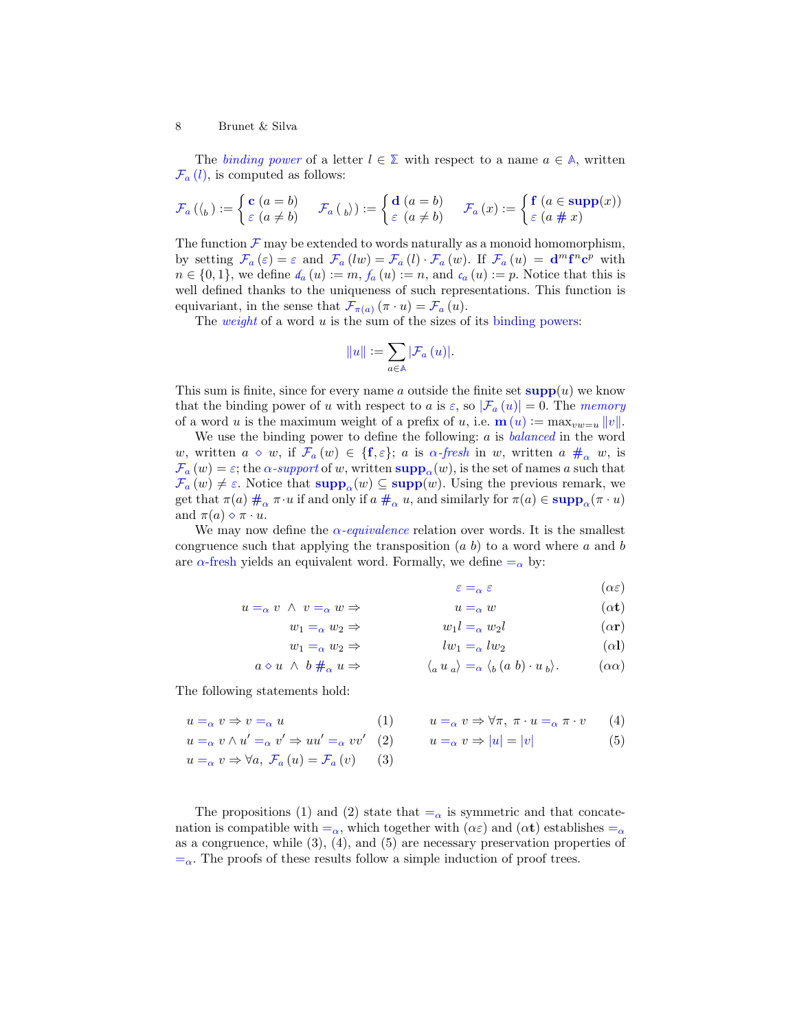The *binding power* of a letter $l \in \Sigma$ with respect to a name $a \in \mathbb{A}$, written $\mathcal{F}_a(l)$, is computed as follows:

$$\mathcal{F}_a(\langle_b) := \begin{cases} \mathbf{c} & (a = b) \\ \varepsilon & (a \neq b) \end{cases} \qquad \mathcal{F}_a({}_b\rangle) := \begin{cases} \mathbf{d} & (a = b) \\ \varepsilon & (a \neq b) \end{cases} \qquad \mathcal{F}_a(x) := \begin{cases} \mathbf{f} & (a \in \mathbf{supp}(x)) \\ \varepsilon & (a \# x) \end{cases}$$

The function $\mathcal{F}$ may be extended to words naturally as a monoid homomorphism, by setting $\mathcal{F}_a(\varepsilon) = \varepsilon$ and $\mathcal{F}_a(lw) = \mathcal{F}_a(l) \cdot \mathcal{F}_a(w)$. If $\mathcal{F}_a(u) = \mathbf{d}^m \mathbf{f}^n \mathbf{c}^p$ with $n \in \{0, 1\}$, we define $d_a(u) := m$, $f_a(u) := n$, and $c_a(u) := p$. Notice that this is well defined thanks to the uniqueness of such representations. This function is equivariant, in the sense that $\mathcal{F}_{\pi(a)}(\pi \cdot u) = \mathcal{F}_a(u)$.

The *weight* of a word $u$ is the sum of the sizes of its binding powers:

$$\|u\| := \sum_{a \in \mathbb{A}} |\mathcal{F}_a(u)|.$$

This sum is finite, since for every name $a$ outside the finite set $\mathbf{supp}(u)$ we know that the binding power of $u$ with respect to $a$ is $\varepsilon$, so $|\mathcal{F}_a(u)| = 0$. The *memory* of a word $u$ is the maximum weight of a prefix of $u$, i.e. $\mathbf{m}(u) := \max_{vw=u} \|v\|$.

We use the binding power to define the following: $a$ is *balanced* in the word $w$, written $a \diamond w$, if $\mathcal{F}_a(w) \in \{\mathbf{f}, \varepsilon\}$; $a$ is *$\alpha$-fresh* in $w$, written $a \#_\alpha w$, is $\mathcal{F}_a(w) = \varepsilon$; the *$\alpha$-support* of $w$, written $\mathbf{supp}_\alpha(w)$, is the set of names $a$ such that $\mathcal{F}_a(w) \neq \varepsilon$. Notice that $\mathbf{supp}_\alpha(w) \subseteq \mathbf{supp}(w)$. Using the previous remark, we get that $\pi(a) \#_\alpha \pi \cdot u$ if and only if $a \#_\alpha u$, and similarly for $\pi(a) \in \mathbf{supp}_\alpha(\pi \cdot u)$ and $\pi(a) \diamond \pi \cdot u$.

We may now define the *$\alpha$-equivalence* relation over words. It is the smallest congruence such that applying the transposition $(a\ b)$ to a word where $a$ and $b$ are $\alpha$-fresh yields an equivalent word. Formally, we define $=_\alpha$ by:

$$
\begin{aligned}
&& \varepsilon =_\alpha \varepsilon && (\alpha\varepsilon)\\
u =_\alpha v \ \wedge\ v =_\alpha w \Rightarrow && u =_\alpha w && (\alpha\mathbf{t})\\
w_1 =_\alpha w_2 \Rightarrow && w_1 l =_\alpha w_2 l && (\alpha\mathbf{r})\\
w_1 =_\alpha w_2 \Rightarrow && l w_1 =_\alpha l w_2 && (\alpha\mathbf{l})\\
a \diamond u \ \wedge\ b \#_\alpha u \Rightarrow && \langle_a\, u\, {}_a\rangle =_\alpha \langle_b\, (a\ b) \cdot u\, {}_b\rangle. && (\alpha\alpha)
\end{aligned}
$$

The following statements hold:

$$
\begin{aligned}
& u =_\alpha v \Rightarrow v =_\alpha u && (1) \qquad && u =_\alpha v \Rightarrow \forall \pi,\ \pi \cdot u =_\alpha \pi \cdot v && (4)\\
& u =_\alpha v \wedge u' =_\alpha v' \Rightarrow uu' =_\alpha vv' && (2) \qquad && u =_\alpha v \Rightarrow |u| = |v| && (5)\\
& u =_\alpha v \Rightarrow \forall a,\ \mathcal{F}_a(u) = \mathcal{F}_a(v) && (3) && &&
\end{aligned}
$$

The propositions (1) and (2) state that $=_\alpha$ is symmetric and that concatenation is compatible with $=_\alpha$, which together with $(\alpha\varepsilon)$ and $(\alpha\mathbf{t})$ establishes $=_\alpha$ as a congruence, while (3), (4), and (5) are necessary preservation properties of $=_\alpha$. The proofs of these results follow a simple induction of proof trees.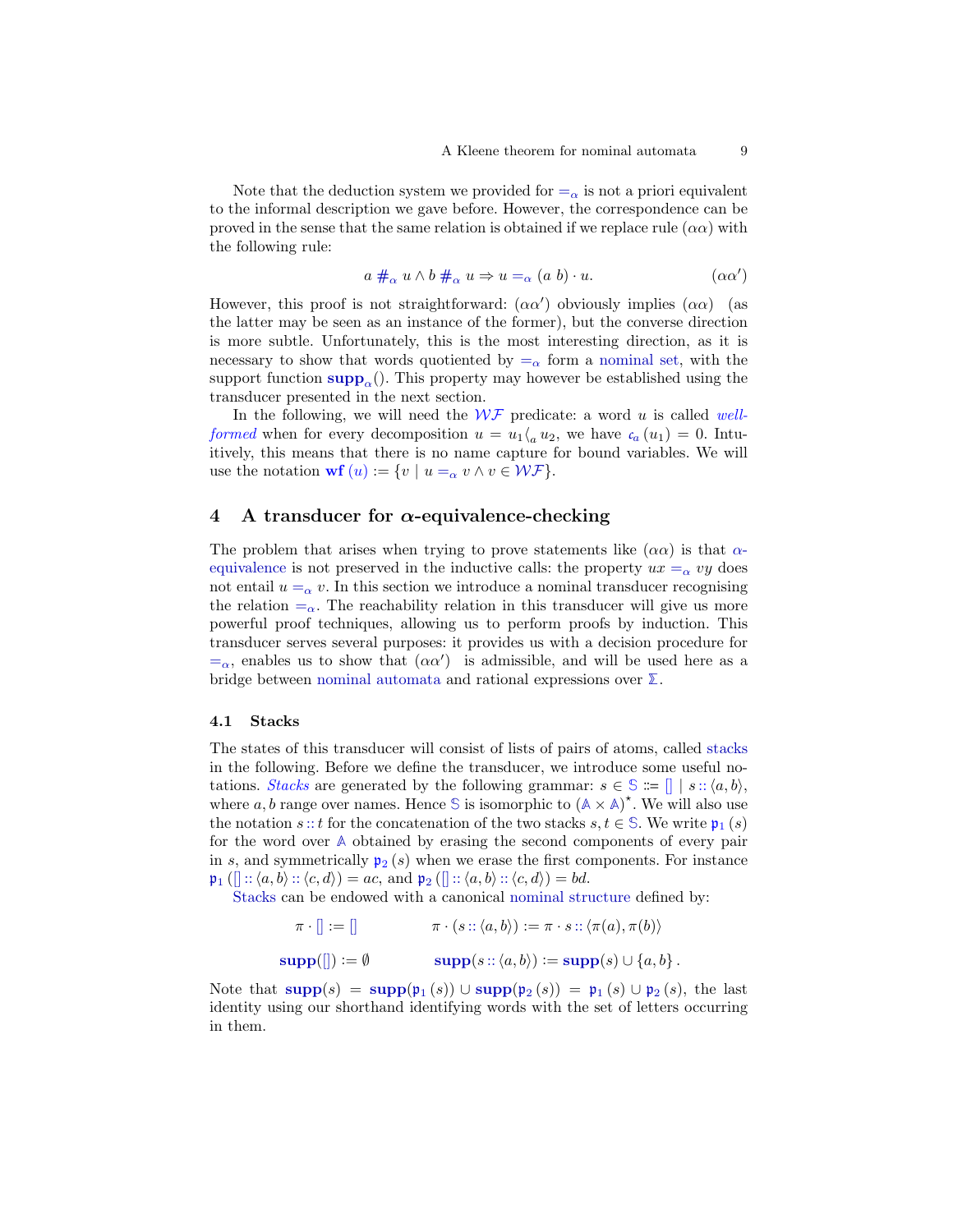Note that the deduction system we provided for $=_\alpha$ is not a priori equivalent to the informal description we gave before. However, the correspondence can be proved in the sense that the same relation is obtained if we replace rule $(\alpha\alpha)$ with the following rule:

$$a \#_\alpha u \wedge b \#_\alpha u \Rightarrow u =_\alpha (a\ b) \cdot u. \qquad (\alpha\alpha')$$

However, this proof is not straightforward: $(\alpha\alpha')$ obviously implies $(\alpha\alpha)$ (as the latter may be seen as an instance of the former), but the converse direction is more subtle. Unfortunately, this is the most interesting direction, as it is necessary to show that words quotiented by $=_\alpha$ form a nominal set, with the support function $\mathbf{supp}_\alpha()$. This property may however be established using the transducer presented in the next section.

In the following, we will need the $\mathcal{WF}$ predicate: a word $u$ is called *well-formed* when for every decomposition $u = u_1 \langle_a u_2$, we have $c_a(u_1) = 0$. Intuitively, this means that there is no name capture for bound variables. We will use the notation $\mathbf{wf}\,(u) := \{v \mid u =_\alpha v \wedge v \in \mathcal{WF}\}$.

## 4 A transducer for $\alpha$-equivalence-checking

The problem that arises when trying to prove statements like $(\alpha\alpha)$ is that $\alpha$-equivalence is not preserved in the inductive calls: the property $ux =_\alpha vy$ does not entail $u =_\alpha v$. In this section we introduce a nominal transducer recognising the relation $=_\alpha$. The reachability relation in this transducer will give us more powerful proof techniques, allowing us to perform proofs by induction. This transducer serves several purposes: it provides us with a decision procedure for $=_\alpha$, enables us to show that $(\alpha\alpha')$ is admissible, and will be used here as a bridge between nominal automata and rational expressions over $\mathbb{\Sigma}$.

### 4.1 Stacks

The states of this transducer will consist of lists of pairs of atoms, called stacks in the following. Before we define the transducer, we introduce some useful notations. *Stacks* are generated by the following grammar: $s \in \mathbb{S} ::= [] \mid s :: \langle a, b\rangle$, where $a, b$ range over names. Hence $\mathbb{S}$ is isomorphic to $(\mathbb{A} \times \mathbb{A})^\star$. We will also use the notation $s :: t$ for the concatenation of the two stacks $s, t \in \mathbb{S}$. We write $\mathfrak{p}_1(s)$ for the word over $\mathbb{A}$ obtained by erasing the second components of every pair in $s$, and symmetrically $\mathfrak{p}_2(s)$ when we erase the first components. For instance $\mathfrak{p}_1([] :: \langle a, b\rangle :: \langle c, d\rangle) = ac$, and $\mathfrak{p}_2([] :: \langle a, b\rangle :: \langle c, d\rangle) = bd$.

Stacks can be endowed with a canonical nominal structure defined by:

$$\pi \cdot [] := [] \qquad\qquad \pi \cdot (s :: \langle a, b\rangle) := \pi \cdot s :: \langle \pi(a), \pi(b)\rangle$$

$$\mathbf{supp}([]) := \emptyset \qquad\qquad \mathbf{supp}(s :: \langle a, b\rangle) := \mathbf{supp}(s) \cup \{a, b\}\,.$$

Note that $\mathbf{supp}(s) = \mathbf{supp}(\mathfrak{p}_1(s)) \cup \mathbf{supp}(\mathfrak{p}_2(s)) = \mathfrak{p}_1(s) \cup \mathfrak{p}_2(s)$, the last identity using our shorthand identifying words with the set of letters occurring in them.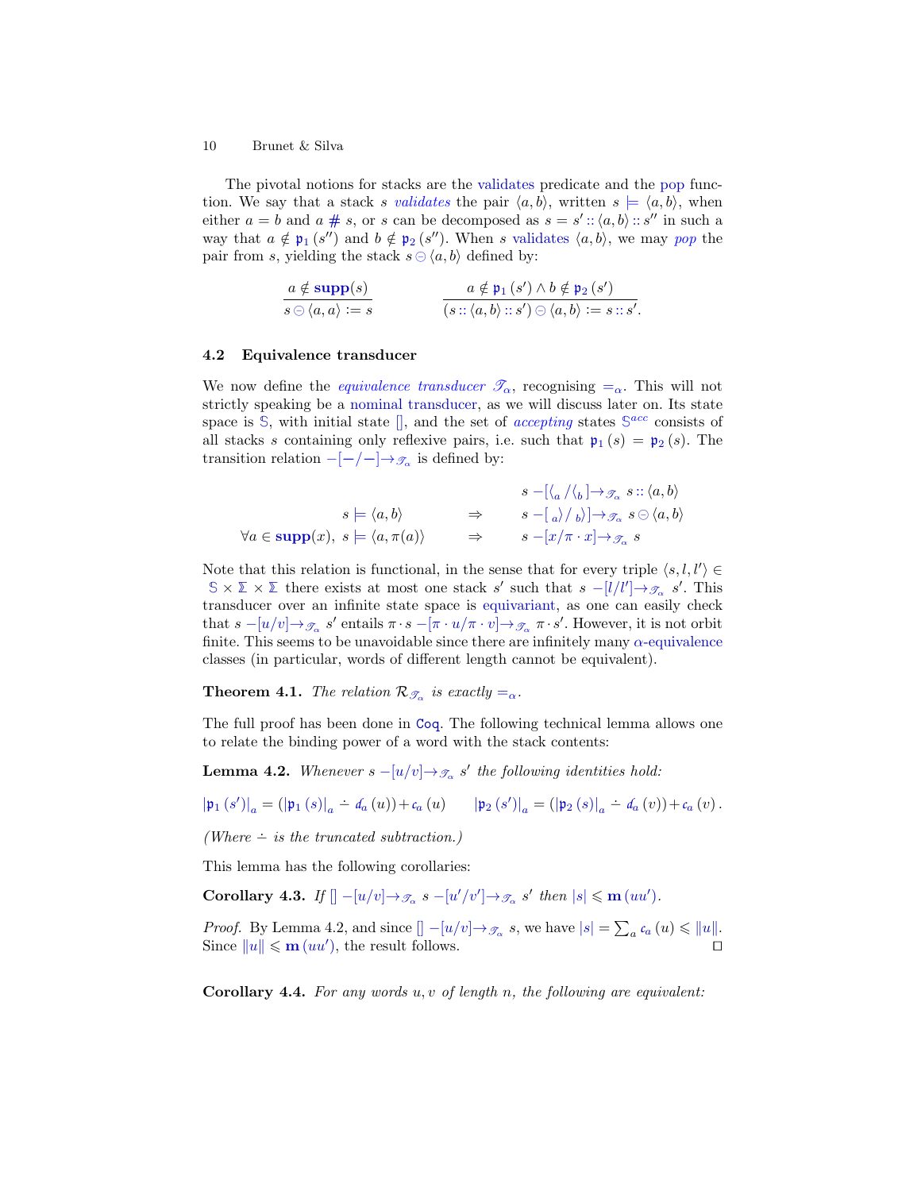The pivotal notions for stacks are the validates predicate and the pop function. We say that a stack $s$ *validates* the pair $\langle a, b\rangle$, written $s \models \langle a, b\rangle$, when either $a = b$ and $a \# s$, or $s$ can be decomposed as $s = s' :: \langle a, b\rangle :: s''$ in such a way that $a \notin \mathfrak{p}_1(s'')$ and $b \notin \mathfrak{p}_2(s'')$. When $s$ validates $\langle a, b\rangle$, we may *pop* the pair from $s$, yielding the stack $s \ominus \langle a, b\rangle$ defined by:

$$\frac{a \notin \mathbf{supp}(s)}{s \ominus \langle a, a\rangle := s} \qquad\qquad \frac{a \notin \mathfrak{p}_1(s') \wedge b \notin \mathfrak{p}_2(s')}{(s :: \langle a, b\rangle :: s') \ominus \langle a, b\rangle := s :: s'.}$$

### 4.2 Equivalence transducer

We now define the *equivalence transducer* $\mathscr{T}_\alpha$, recognising $=_\alpha$. This will not strictly speaking be a nominal transducer, as we will discuss later on. Its state space is $\mathbb{S}$, with initial state $[]$, and the set of *accepting* states $\mathbb{S}^{acc}$ consists of all stacks $s$ containing only reflexive pairs, i.e. such that $\mathfrak{p}_1(s) = \mathfrak{p}_2(s)$. The transition relation $-[-/-]\to_{\mathscr{T}_\alpha}$ is defined by:

$$\begin{array}{rcl} & & s -[\langle_a / \langle_b]\to_{\mathscr{T}_\alpha} s :: \langle a, b\rangle \\ s \models \langle a, b\rangle & \Rightarrow & s -[{}_a\rangle / {}_b\rangle]\to_{\mathscr{T}_\alpha} s \ominus \langle a, b\rangle \\ \forall a \in \mathbf{supp}(x),\ s \models \langle a, \pi(a)\rangle & \Rightarrow & s -[x/\pi \cdot x]\to_{\mathscr{T}_\alpha} s \end{array}$$

Note that this relation is functional, in the sense that for every triple $\langle s, l, l'\rangle \in \mathbb{S} \times \mathbb{\Sigma} \times \mathbb{\Sigma}$ there exists at most one stack $s'$ such that $s -[l/l']\to_{\mathscr{T}_\alpha} s'$. This transducer over an infinite state space is equivariant, as one can easily check that $s -[u/v]\to_{\mathscr{T}_\alpha} s'$ entails $\pi \cdot s -[\pi \cdot u/\pi \cdot v]\to_{\mathscr{T}_\alpha} \pi \cdot s'$. However, it is not orbit finite. This seems to be unavoidable since there are infinitely many $\alpha$-equivalence classes (in particular, words of different length cannot be equivalent).

**Theorem 4.1.** *The relation $\mathcal{R}_{\mathscr{T}_\alpha}$ is exactly $=_\alpha$.*

The full proof has been done in `Coq`. The following technical lemma allows one to relate the binding power of a word with the stack contents:

**Lemma 4.2.** *Whenever $s -[u/v]\to_{\mathscr{T}_\alpha} s'$ the following identities hold:*

$$|\mathfrak{p}_1(s')|_a = (|\mathfrak{p}_1(s)|_a \dot{-} \mathscr{d}_a(u)) + \mathscr{c}_a(u) \qquad |\mathfrak{p}_2(s')|_a = (|\mathfrak{p}_2(s)|_a \dot{-} \mathscr{d}_a(v)) + \mathscr{c}_a(v).$$

*(Where $\dot{-}$ is the truncated subtraction.)*

This lemma has the following corollaries:

**Corollary 4.3.** *If $[] -[u/v]\to_{\mathscr{T}_\alpha} s -[u'/v']\to_{\mathscr{T}_\alpha} s'$ then $|s| \leqslant \mathbf{m}(uu')$.*

*Proof.* By Lemma 4.2, and since $[] -[u/v]\to_{\mathscr{T}_\alpha} s$, we have $|s| = \sum_a \mathscr{c}_a(u) \leqslant \|u\|$. Since $\|u\| \leqslant \mathbf{m}(uu')$, the result follows. ◻

**Corollary 4.4.** *For any words $u, v$ of length $n$, the following are equivalent:*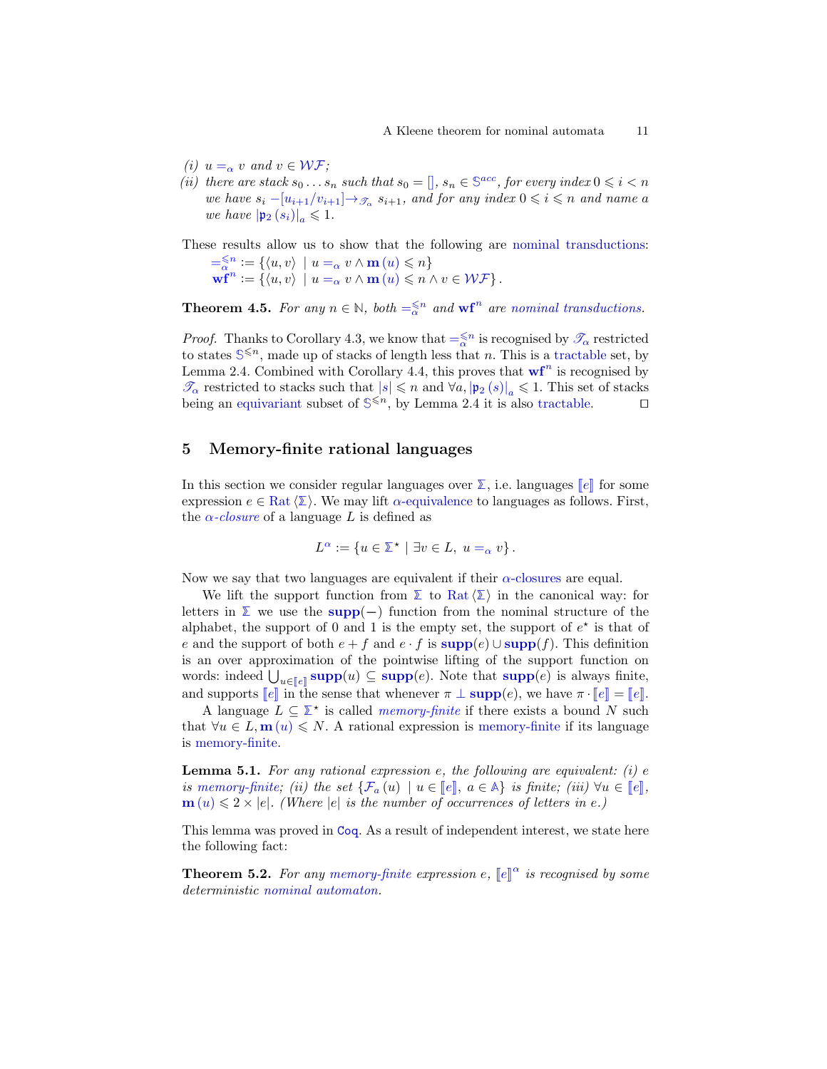*(i)* $u =_\alpha v$ *and* $v \in \mathcal{WF}$*;*

*(ii)* *there are stack* $s_0 \dots s_n$ *such that* $s_0 = []$*,* $s_n \in \mathbb{S}^{acc}$*, for every index* $0 \leqslant i < n$ *we have* $s_i \xrightarrow{[u_{i+1}/v_{i+1}]}_{\mathscr{T}_\alpha} s_{i+1}$*, and for any index* $0 \leqslant i \leqslant n$ *and name* $a$ *we have* $|\mathfrak{p}_2(s_i)|_a \leqslant 1$*.*

These results allow us to show that the following are nominal transductions:

$$=_\alpha^{\leqslant n} := \{\langle u, v\rangle \mid u =_\alpha v \wedge \mathbf{m}(u) \leqslant n\}$$
$$\mathbf{wf}^n := \{\langle u, v\rangle \mid u =_\alpha v \wedge \mathbf{m}(u) \leqslant n \wedge v \in \mathcal{WF}\}.$$

**Theorem 4.5.** *For any* $n \in \mathbb{N}$*, both* $=_\alpha^{\leqslant n}$ *and* $\mathbf{wf}^n$ *are nominal transductions.*

*Proof.* Thanks to Corollary 4.3, we know that $=_\alpha^{\leqslant n}$ is recognised by $\mathscr{T}_\alpha$ restricted to states $\mathbb{S}^{\leqslant n}$, made up of stacks of length less that $n$. This is a tractable set, by Lemma 2.4. Combined with Corollary 4.4, this proves that $\mathbf{wf}^n$ is recognised by $\mathscr{T}_\alpha$ restricted to stacks such that $|s| \leqslant n$ and $\forall a, |\mathfrak{p}_2(s)|_a \leqslant 1$. This set of stacks being an equivariant subset of $\mathbb{S}^{\leqslant n}$, by Lemma 2.4 it is also tractable. ◻

## 5 Memory-finite rational languages

In this section we consider regular languages over $\mathbb{\Sigma}$, i.e. languages $[\![e]\!]$ for some expression $e \in \mathrm{Rat}\langle\mathbb{\Sigma}\rangle$. We may lift $\alpha$-equivalence to languages as follows. First, the *$\alpha$-closure* of a language $L$ is defined as

$$L^\alpha := \{u \in \mathbb{\Sigma}^\star \mid \exists v \in L,\ u =_\alpha v\}.$$

Now we say that two languages are equivalent if their $\alpha$-closures are equal.

We lift the support function from $\mathbb{\Sigma}$ to $\mathrm{Rat}\langle\mathbb{\Sigma}\rangle$ in the canonical way: for letters in $\mathbb{\Sigma}$ we use the $\mathbf{supp}(-)$ function from the nominal structure of the alphabet, the support of 0 and 1 is the empty set, the support of $e^\star$ is that of $e$ and the support of both $e + f$ and $e \cdot f$ is $\mathbf{supp}(e) \cup \mathbf{supp}(f)$. This definition is an over approximation of the pointwise lifting of the support function on words: indeed $\bigcup_{u \in [\![e]\!]} \mathbf{supp}(u) \subseteq \mathbf{supp}(e)$. Note that $\mathbf{supp}(e)$ is always finite, and supports $[\![e]\!]$ in the sense that whenever $\pi \perp \mathbf{supp}(e)$, we have $\pi \cdot [\![e]\!] = [\![e]\!]$.

A language $L \subseteq \mathbb{\Sigma}^\star$ is called *memory-finite* if there exists a bound $N$ such that $\forall u \in L, \mathbf{m}(u) \leqslant N$. A rational expression is memory-finite if its language is memory-finite.

**Lemma 5.1.** *For any rational expression* $e$*, the following are equivalent: (i)* $e$ *is memory-finite; (ii) the set* $\{\mathcal{F}_a(u) \mid u \in [\![e]\!],\ a \in \mathbb{A}\}$ *is finite; (iii)* $\forall u \in [\![e]\!]$*,* $\mathbf{m}(u) \leqslant 2 \times |e|$*. (Where* $|e|$ *is the number of occurrences of letters in* $e$*.)*

This lemma was proved in Coq. As a result of independent interest, we state here the following fact:

**Theorem 5.2.** *For any memory-finite expression* $e$*,* $[\![e]\!]^\alpha$ *is recognised by some deterministic nominal automaton.*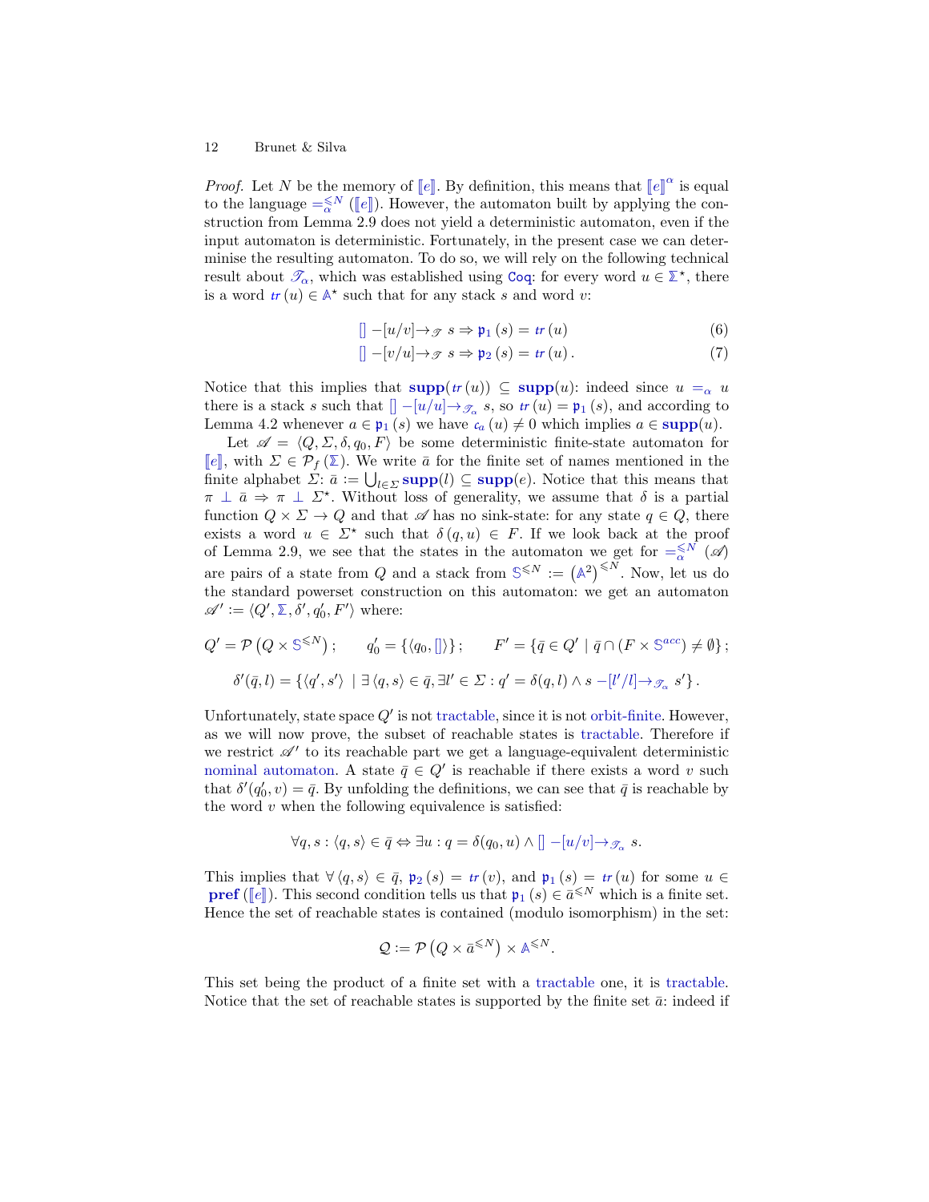*Proof.* Let $N$ be the memory of $[\![e]\!]$. By definition, this means that $[\![e]\!]^\alpha$ is equal to the language $=_\alpha^{\leqslant N}([\![e]\!])$. However, the automaton built by applying the construction from Lemma 2.9 does not yield a deterministic automaton, even if the input automaton is deterministic. Fortunately, in the present case we can determinise the resulting automaton. To do so, we will rely on the following technical result about $\mathscr{T}_\alpha$, which was established using `Coq`: for every word $u \in \mathbb{\Sigma}^\star$, there is a word $tr(u) \in \mathbb{A}^\star$ such that for any stack $s$ and word $v$:

$$[] -[u/v]\rightarrow_{\mathscr{T}} s \Rightarrow \mathfrak{p}_1(s) = tr(u) \tag{6}$$

$$[] -[v/u]\rightarrow_{\mathscr{T}} s \Rightarrow \mathfrak{p}_2(s) = tr(u). \tag{7}$$

Notice that this implies that $\mathbf{supp}(tr(u)) \subseteq \mathbf{supp}(u)$: indeed since $u =_\alpha u$ there is a stack $s$ such that $[] -[u/u]\rightarrow_{\mathscr{T}_\alpha} s$, so $tr(u) = \mathfrak{p}_1(s)$, and according to Lemma 4.2 whenever $a \in \mathfrak{p}_1(s)$ we have $\mathfrak{c}_a(u) \neq 0$ which implies $a \in \mathbf{supp}(u)$.

Let $\mathscr{A} = \langle Q, \Sigma, \delta, q_0, F \rangle$ be some deterministic finite-state automaton for $[\![e]\!]$, with $\Sigma \in \mathcal{P}_f(\mathbb{\Sigma})$. We write $\bar{a}$ for the finite set of names mentioned in the finite alphabet $\Sigma$: $\bar{a} := \bigcup_{l \in \Sigma} \mathbf{supp}(l) \subseteq \mathbf{supp}(e)$. Notice that this means that $\pi \perp \bar{a} \Rightarrow \pi \perp \Sigma^\star$. Without loss of generality, we assume that $\delta$ is a partial function $Q \times \Sigma \to Q$ and that $\mathscr{A}$ has no sink-state: for any state $q \in Q$, there exists a word $u \in \Sigma^\star$ such that $\delta(q, u) \in F$. If we look back at the proof of Lemma 2.9, we see that the states in the automaton we get for $=_\alpha^{\leqslant N}(\mathscr{A})$ are pairs of a state from $Q$ and a stack from $\mathbb{S}^{\leqslant N} := (\mathbb{A}^2)^{\leqslant N}$. Now, let us do the standard powerset construction on this automaton: we get an automaton $\mathscr{A}' := \langle Q', \mathbb{\Sigma}, \delta', q_0', F' \rangle$ where:

$$Q' = \mathcal{P}\left(Q \times \mathbb{S}^{\leqslant N}\right); \qquad q_0' = \{\langle q_0, [] \rangle\}; \qquad F' = \{\bar{q} \in Q' \mid \bar{q} \cap (F \times \mathbb{S}^{acc}) \neq \emptyset\};$$

$$\delta'(\bar{q}, l) = \{\langle q', s' \rangle \mid \exists \langle q, s \rangle \in \bar{q}, \exists l' \in \Sigma : q' = \delta(q, l) \wedge s -[l'/l]\rightarrow_{\mathscr{T}_\alpha} s'\}.$$

Unfortunately, state space $Q'$ is not tractable, since it is not orbit-finite. However, as we will now prove, the subset of reachable states is tractable. Therefore if we restrict $\mathscr{A}'$ to its reachable part we get a language-equivalent deterministic nominal automaton. A state $\bar{q} \in Q'$ is reachable if there exists a word $v$ such that $\delta'(q_0', v) = \bar{q}$. By unfolding the definitions, we can see that $\bar{q}$ is reachable by the word $v$ when the following equivalence is satisfied:

$$\forall q, s : \langle q, s \rangle \in \bar{q} \Leftrightarrow \exists u : q = \delta(q_0, u) \wedge [] -[u/v]\rightarrow_{\mathscr{T}_\alpha} s.$$

This implies that $\forall \langle q, s \rangle \in \bar{q}$, $\mathfrak{p}_2(s) = tr(v)$, and $\mathfrak{p}_1(s) = tr(u)$ for some $u \in \mathbf{pref}([\![e]\!])$. This second condition tells us that $\mathfrak{p}_1(s) \in \bar{a}^{\leqslant N}$ which is a finite set. Hence the set of reachable states is contained (modulo isomorphism) in the set:

$$\mathcal{Q} := \mathcal{P}\left(Q \times \bar{a}^{\leqslant N}\right) \times \mathbb{A}^{\leqslant N}.$$

This set being the product of a finite set with a tractable one, it is tractable. Notice that the set of reachable states is supported by the finite set $\bar{a}$: indeed if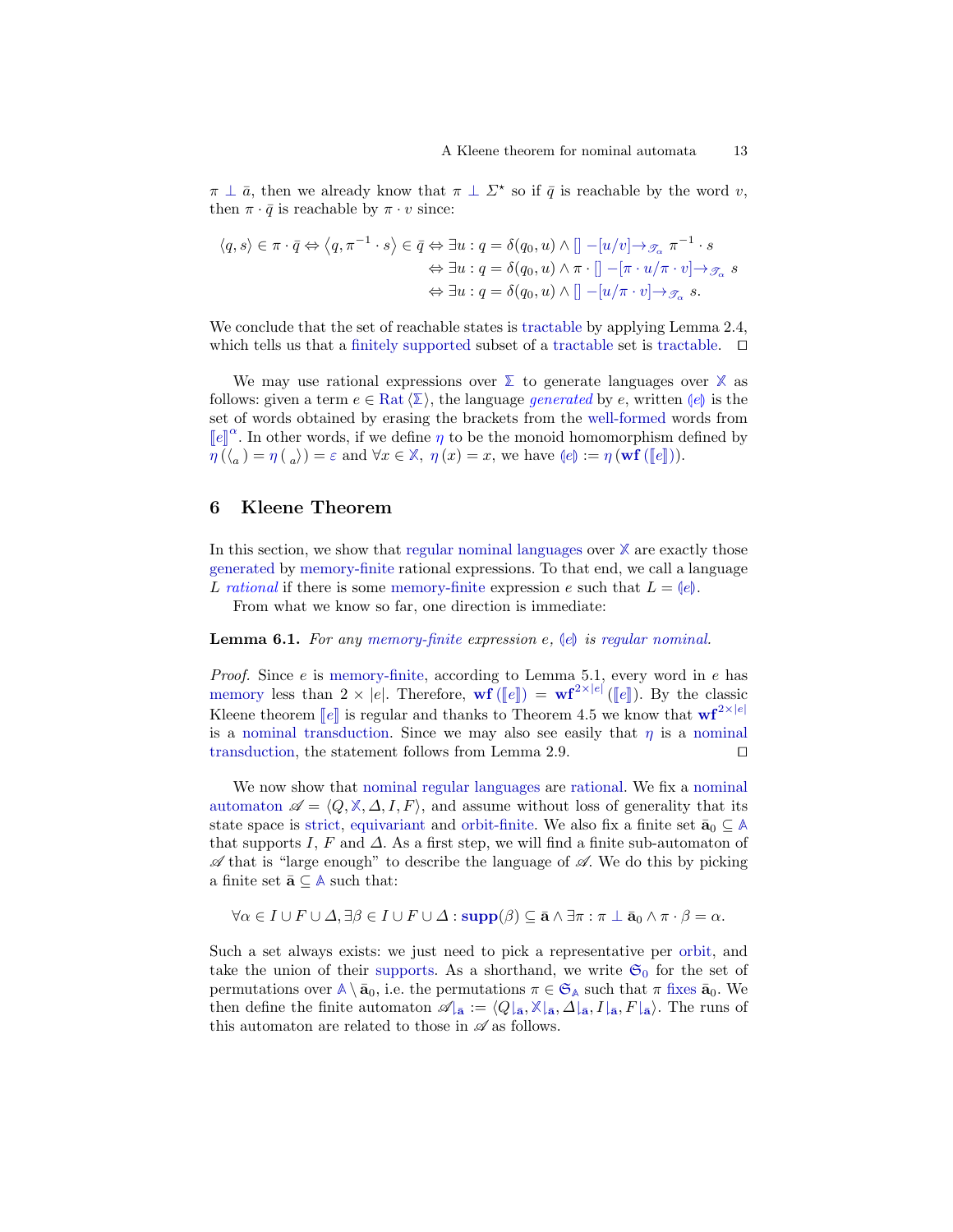$\pi \perp \bar{a}$, then we already know that $\pi \perp \Sigma^\star$ so if $\bar{q}$ is reachable by the word $v$, then $\pi \cdot \bar{q}$ is reachable by $\pi \cdot v$ since:

$$
\begin{aligned}
\langle q, s \rangle \in \pi \cdot \bar{q} \Leftrightarrow \langle q, \pi^{-1} \cdot s \rangle \in \bar{q} &\Leftrightarrow \exists u : q = \delta(q_0, u) \wedge [] -[u/v]\rightarrow_{\mathscr{T}_\alpha} \pi^{-1} \cdot s \\
&\Leftrightarrow \exists u : q = \delta(q_0, u) \wedge \pi \cdot [] -[\pi \cdot u/\pi \cdot v]\rightarrow_{\mathscr{T}_\alpha} s \\
&\Leftrightarrow \exists u : q = \delta(q_0, u) \wedge [] -[u/\pi \cdot v]\rightarrow_{\mathscr{T}_\alpha} s.
\end{aligned}
$$

We conclude that the set of reachable states is tractable by applying Lemma 2.4, which tells us that a finitely supported subset of a tractable set is tractable. $\square$

We may use rational expressions over $\mathbb{\Sigma}$ to generate languages over $\mathbb{X}$ as follows: given a term $e \in \mathrm{Rat}\langle\mathbb{\Sigma}\rangle$, the language *generated* by $e$, written $(\!|e|\!)$ is the set of words obtained by erasing the brackets from the well-formed words from $[\![e]\!]^\alpha$. In other words, if we define $\eta$ to be the monoid homomorphism defined by $\eta(\langle_a) = \eta({}_a\rangle) = \varepsilon$ and $\forall x \in \mathbb{X},\ \eta(x) = x$, we have $(\!|e|\!) := \eta(\mathbf{wf}([\![e]\!]))$.

## 6 Kleene Theorem

In this section, we show that regular nominal languages over $\mathbb{X}$ are exactly those generated by memory-finite rational expressions. To that end, we call a language $L$ *rational* if there is some memory-finite expression $e$ such that $L = (\!|e|\!)$.

From what we know so far, one direction is immediate:

**Lemma 6.1.** *For any memory-finite expression $e$, $(\!|e|\!)$ is regular nominal.*

*Proof.* Since $e$ is memory-finite, according to Lemma 5.1, every word in $e$ has memory less than $2 \times |e|$. Therefore, $\mathbf{wf}([\![e]\!]) = \mathbf{wf}^{2\times|e|}([\![e]\!])$. By the classic Kleene theorem $[\![e]\!]$ is regular and thanks to Theorem 4.5 we know that $\mathbf{wf}^{2\times|e|}$ is a nominal transduction. Since we may also see easily that $\eta$ is a nominal transduction, the statement follows from Lemma 2.9. $\square$

We now show that nominal regular languages are rational. We fix a nominal automaton $\mathscr{A} = \langle Q, \mathbb{X}, \Delta, I, F\rangle$, and assume without loss of generality that its state space is strict, equivariant and orbit-finite. We also fix a finite set $\bar{\mathbf{a}}_0 \subseteq \mathbb{A}$ that supports $I$, $F$ and $\Delta$. As a first step, we will find a finite sub-automaton of $\mathscr{A}$ that is "large enough" to describe the language of $\mathscr{A}$. We do this by picking a finite set $\bar{\mathbf{a}} \subseteq \mathbb{A}$ such that:

$$\forall \alpha \in I \cup F \cup \Delta, \exists \beta \in I \cup F \cup \Delta : \mathbf{supp}(\beta) \subseteq \bar{\mathbf{a}} \wedge \exists \pi : \pi \perp \bar{\mathbf{a}}_0 \wedge \pi \cdot \beta = \alpha.$$

Such a set always exists: we just need to pick a representative per orbit, and take the union of their supports. As a shorthand, we write $\mathfrak{S}_0$ for the set of permutations over $\mathbb{A} \setminus \bar{\mathbf{a}}_0$, i.e. the permutations $\pi \in \mathfrak{S}_\mathbb{A}$ such that $\pi$ fixes $\bar{\mathbf{a}}_0$. We then define the finite automaton $\mathscr{A}\lfloor_{\bar{\mathbf{a}}} := \langle Q\lfloor_{\bar{\mathbf{a}}}, \mathbb{X}\lfloor_{\bar{\mathbf{a}}}, \Delta\lfloor_{\bar{\mathbf{a}}}, I\lfloor_{\bar{\mathbf{a}}}, F\lfloor_{\bar{\mathbf{a}}}\rangle$. The runs of this automaton are related to those in $\mathscr{A}$ as follows.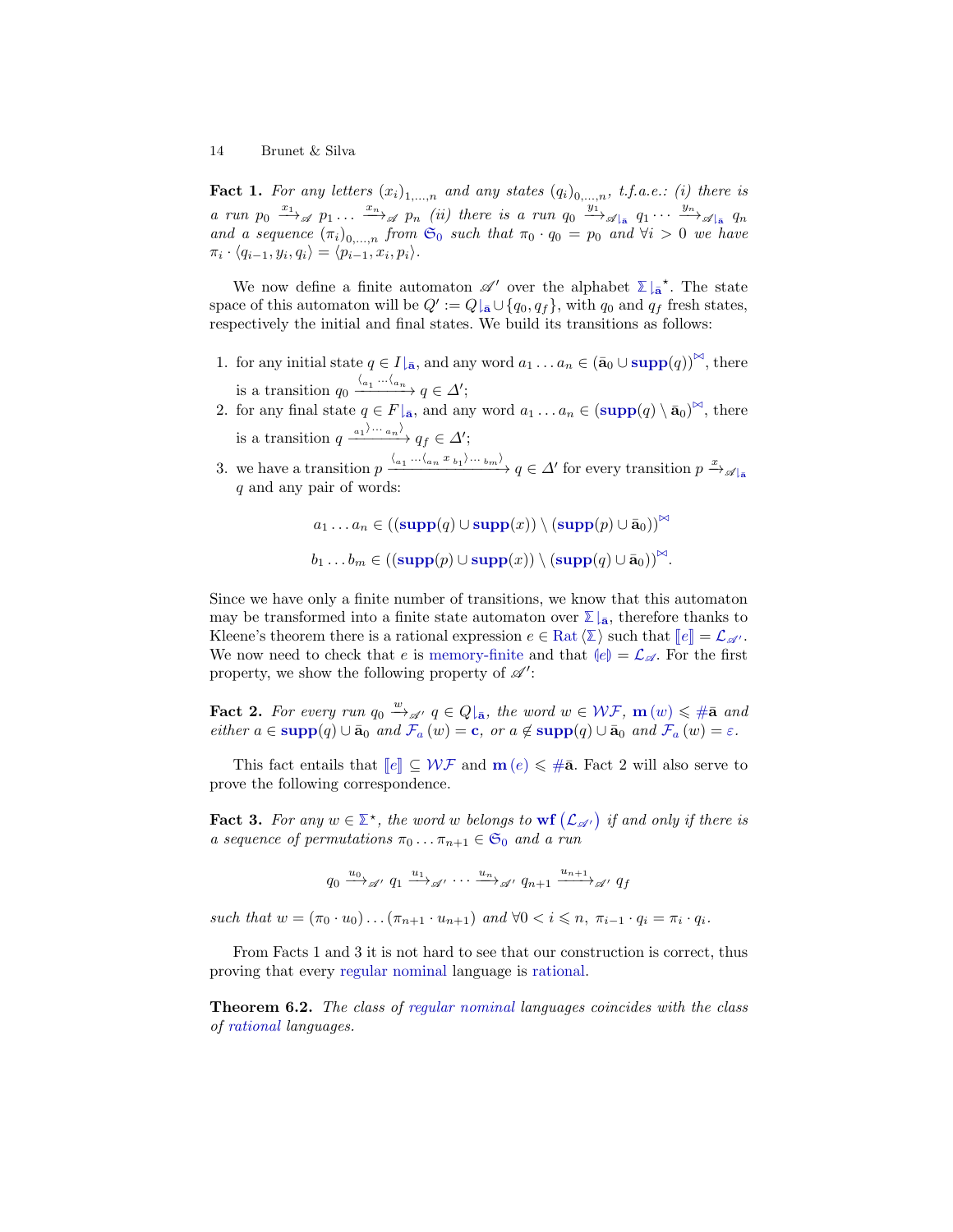**Fact 1.** *For any letters $(x_i)_{1,\ldots,n}$ and any states $(q_i)_{0,\ldots,n}$, t.f.a.e.: (i) there is a run $p_0 \xrightarrow{x_1}_{\mathscr{A}} p_1 \ldots \xrightarrow{x_n}_{\mathscr{A}} p_n$ (ii) there is a run $q_0 \xrightarrow{y_1}_{\mathscr{A}\lfloor_{\bar{\mathbf{a}}}} q_1 \cdots \xrightarrow{y_n}_{\mathscr{A}\lfloor_{\bar{\mathbf{a}}}} q_n$ and a sequence $(\pi_i)_{0,\ldots,n}$ from $\mathfrak{S}_0$ such that $\pi_0 \cdot q_0 = p_0$ and $\forall i > 0$ we have $\pi_i \cdot \langle q_{i-1}, y_i, q_i \rangle = \langle p_{i-1}, x_i, p_i \rangle$.*

We now define a finite automaton $\mathscr{A}'$ over the alphabet $\Sigma\lfloor_{\bar{\mathbf{a}}}{}^{\star}$. The state space of this automaton will be $Q' := Q\lfloor_{\bar{\mathbf{a}}} \cup \{q_0, q_f\}$, with $q_0$ and $q_f$ fresh states, respectively the initial and final states. We build its transitions as follows:

1. for any initial state $q \in I\lfloor_{\bar{\mathbf{a}}}$, and any word $a_1 \ldots a_n \in (\bar{\mathbf{a}}_0 \cup \mathbf{supp}(q))^{\bowtie}$, there is a transition $q_0 \xrightarrow{\langle_{a_1} \cdots \langle_{a_n}} q \in \Delta'$;
2. for any final state $q \in F\lfloor_{\bar{\mathbf{a}}}$, and any word $a_1 \ldots a_n \in (\mathbf{supp}(q) \setminus \bar{\mathbf{a}}_0)^{\bowtie}$, there is a transition $q \xrightarrow{{}_{a_1}\rangle \cdots {}_{a_n}\rangle} q_f \in \Delta'$;
3. we have a transition $p \xrightarrow{\langle_{a_1} \cdots \langle_{a_n}\, x\, {}_{b_1}\rangle \cdots {}_{b_m}\rangle} q \in \Delta'$ for every transition $p \xrightarrow{x}_{\mathscr{A}\lfloor_{\bar{\mathbf{a}}}} q$ and any pair of words:

$$a_1 \ldots a_n \in ((\mathbf{supp}(q) \cup \mathbf{supp}(x)) \setminus (\mathbf{supp}(p) \cup \bar{\mathbf{a}}_0))^{\bowtie}$$

$$b_1 \ldots b_m \in ((\mathbf{supp}(p) \cup \mathbf{supp}(x)) \setminus (\mathbf{supp}(q) \cup \bar{\mathbf{a}}_0))^{\bowtie}.$$

Since we have only a finite number of transitions, we know that this automaton may be transformed into a finite state automaton over $\Sigma\lfloor_{\bar{\mathbf{a}}}$, therefore thanks to Kleene's theorem there is a rational expression $e \in \mathrm{Rat}\langle \Sigma \rangle$ such that $[\![e]\!] = \mathcal{L}_{\mathscr{A}'}$. We now need to check that $e$ is memory-finite and that $(\!|e|\!) = \mathcal{L}_{\mathscr{A}}$. For the first property, we show the following property of $\mathscr{A}'$:

**Fact 2.** *For every run $q_0 \xrightarrow{w}_{\mathscr{A}'} q \in Q\lfloor_{\bar{\mathbf{a}}}$, the word $w \in \mathcal{WF}$, $\mathbf{m}(w) \leqslant \#\bar{\mathbf{a}}$ and either $a \in \mathbf{supp}(q) \cup \bar{\mathbf{a}}_0$ and $\mathcal{F}_a(w) = \mathbf{c}$, or $a \notin \mathbf{supp}(q) \cup \bar{\mathbf{a}}_0$ and $\mathcal{F}_a(w) = \varepsilon$.*

This fact entails that $[\![e]\!] \subseteq \mathcal{WF}$ and $\mathbf{m}(e) \leqslant \#\bar{\mathbf{a}}$. Fact 2 will also serve to prove the following correspondence.

**Fact 3.** *For any $w \in \Sigma^{\star}$, the word $w$ belongs to $\mathbf{wf}(\mathcal{L}_{\mathscr{A}'})$ if and only if there is a sequence of permutations $\pi_0 \ldots \pi_{n+1} \in \mathfrak{S}_0$ and a run*

$$q_0 \xrightarrow{u_0}_{\mathscr{A}'} q_1 \xrightarrow{u_1}_{\mathscr{A}'} \cdots \xrightarrow{u_n}_{\mathscr{A}'} q_{n+1} \xrightarrow{u_{n+1}}_{\mathscr{A}'} q_f$$

*such that $w = (\pi_0 \cdot u_0) \ldots (\pi_{n+1} \cdot u_{n+1})$ and $\forall 0 < i \leqslant n,\ \pi_{i-1} \cdot q_i = \pi_i \cdot q_i$.*

From Facts 1 and 3 it is not hard to see that our construction is correct, thus proving that every regular nominal language is rational.

**Theorem 6.2.** *The class of regular nominal languages coincides with the class of rational languages.*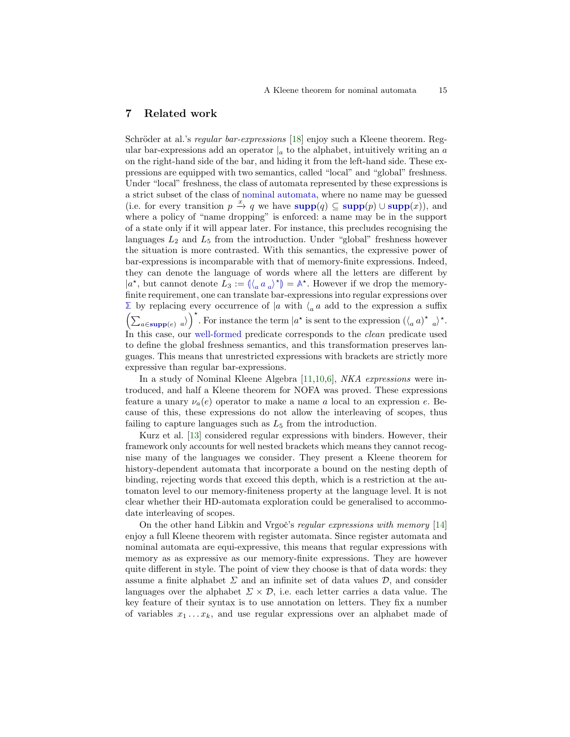## 7 Related work

Schröder at al.'s *regular bar-expressions* [18] enjoy such a Kleene theorem. Regular bar-expressions add an operator $|_a$ to the alphabet, intuitively writing an $a$ on the right-hand side of the bar, and hiding it from the left-hand side. These expressions are equipped with two semantics, called "local" and "global" freshness. Under "local" freshness, the class of automata represented by these expressions is a strict subset of the class of nominal automata, where no name may be guessed (i.e. for every transition $p \xrightarrow{x} q$ we have $\mathbf{supp}(q) \subseteq \mathbf{supp}(p) \cup \mathbf{supp}(x)$), and where a policy of "name dropping" is enforced: a name may be in the support of a state only if it will appear later. For instance, this precludes recognising the languages $L_2$ and $L_5$ from the introduction. Under "global" freshness however the situation is more contrasted. With this semantics, the expressive power of bar-expressions is incomparable with that of memory-finite expressions. Indeed, they can denote the language of words where all the letters are different by $|a^\star$, but cannot denote $L_3 := (\!|\langle_a\, a\; _a\rangle^\star|\!) = \mathbb{A}^\star$. However if we drop the memory-finite requirement, one can translate bar-expressions into regular expressions over $\mathbb{\Sigma}$ by replacing every occurrence of $|a$ with $\langle_a\, a$ add to the expression a suffix $\left(\sum_{a\in\mathbf{supp}(e)}\ _a\rangle\right)^\star$. For instance the term $|a^\star$ is sent to the expression $(\langle_a\, a)^\star\ _a\rangle^\star$. In this case, our well-formed predicate corresponds to the *clean* predicate used to define the global freshness semantics, and this transformation preserves languages. This means that unrestricted expressions with brackets are strictly more expressive than regular bar-expressions.

In a study of Nominal Kleene Algebra [11,10,6], *NKA expressions* were introduced, and half a Kleene theorem for NOFA was proved. These expressions feature a unary $\nu_a(e)$ operator to make a name $a$ local to an expression $e$. Because of this, these expressions do not allow the interleaving of scopes, thus failing to capture languages such as $L_5$ from the introduction.

Kurz et al. [13] considered regular expressions with binders. However, their framework only accounts for well nested brackets which means they cannot recognise many of the languages we consider. They present a Kleene theorem for history-dependent automata that incorporate a bound on the nesting depth of binding, rejecting words that exceed this depth, which is a restriction at the automaton level to our memory-finiteness property at the language level. It is not clear whether their HD-automata exploration could be generalised to accommodate interleaving of scopes.

On the other hand Libkin and Vrgoč's *regular expressions with memory* [14] enjoy a full Kleene theorem with register automata. Since register automata and nominal automata are equi-expressive, this means that regular expressions with memory as as expressive as our memory-finite expressions. They are however quite different in style. The point of view they choose is that of data words: they assume a finite alphabet $\Sigma$ and an infinite set of data values $\mathcal{D}$, and consider languages over the alphabet $\Sigma \times \mathcal{D}$, i.e. each letter carries a data value. The key feature of their syntax is to use annotation on letters. They fix a number of variables $x_1 \dots x_k$, and use regular expressions over an alphabet made of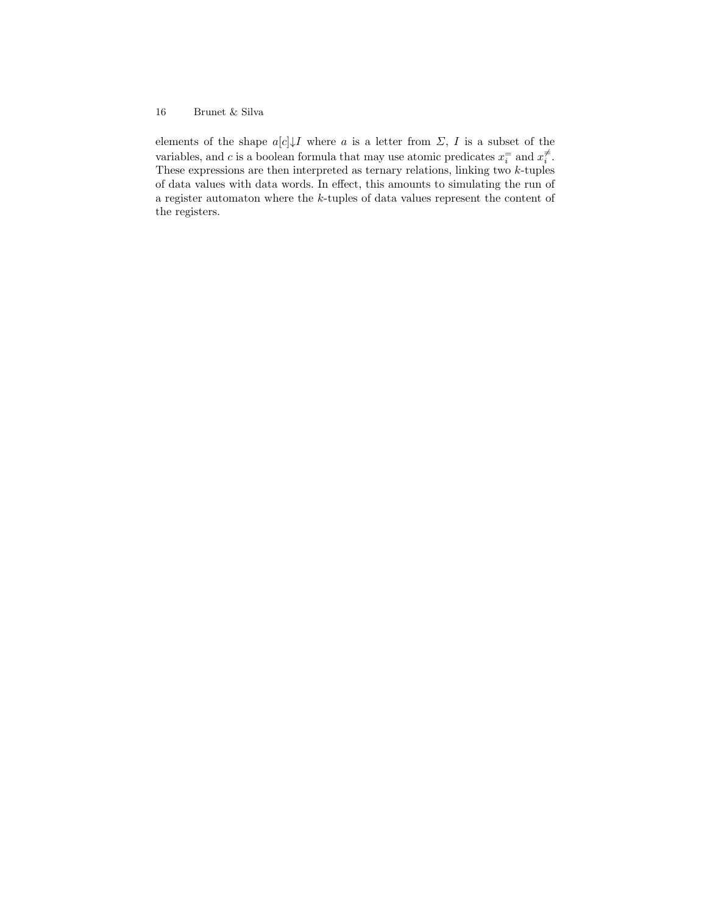elements of the shape $a[c]{\downarrow}I$ where $a$ is a letter from $\Sigma$, $I$ is a subset of the variables, and $c$ is a boolean formula that may use atomic predicates $x_i^=$ and $x_i^{\neq}$. These expressions are then interpreted as ternary relations, linking two $k$-tuples of data values with data words. In effect, this amounts to simulating the run of a register automaton where the $k$-tuples of data values represent the content of the registers.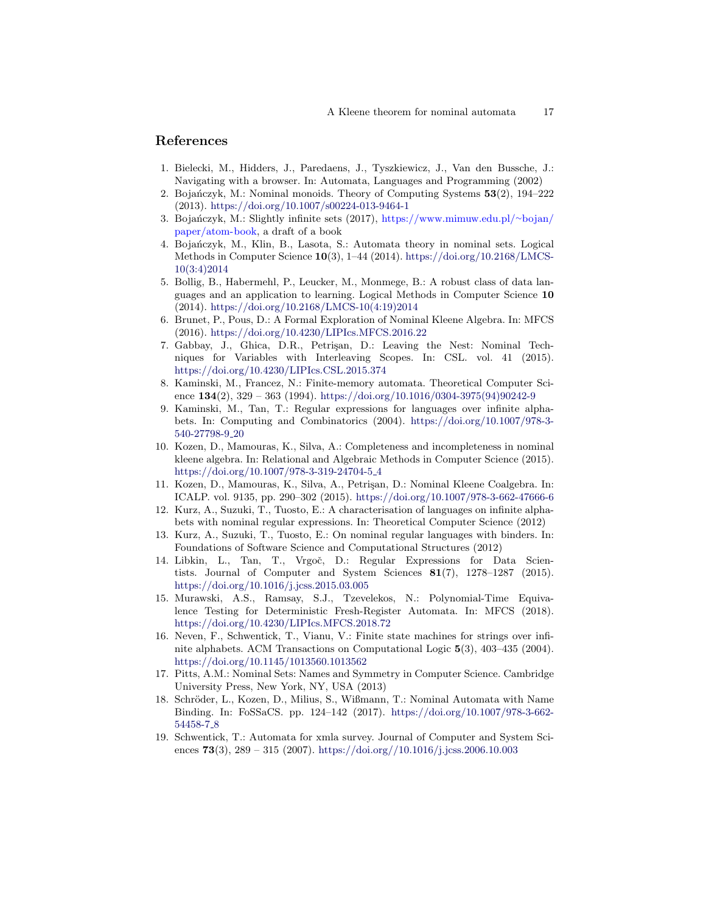## References

1. Bielecki, M., Hidders, J., Paredaens, J., Tyszkiewicz, J., Van den Bussche, J.: Navigating with a browser. In: Automata, Languages and Programming (2002)
2. Bojańczyk, M.: Nominal monoids. Theory of Computing Systems **53**(2), 194–222 (2013). https://doi.org/10.1007/s00224-013-9464-1
3. Bojańczyk, M.: Slightly infinite sets (2017), https://www.mimuw.edu.pl/~bojan/paper/atom-book, a draft of a book
4. Bojańczyk, M., Klin, B., Lasota, S.: Automata theory in nominal sets. Logical Methods in Computer Science **10**(3), 1–44 (2014). https://doi.org/10.2168/LMCS-10(3:4)2014
5. Bollig, B., Habermehl, P., Leucker, M., Monmege, B.: A robust class of data languages and an application to learning. Logical Methods in Computer Science **10** (2014). https://doi.org/10.2168/LMCS-10(4:19)2014
6. Brunet, P., Pous, D.: A Formal Exploration of Nominal Kleene Algebra. In: MFCS (2016). https://doi.org/10.4230/LIPIcs.MFCS.2016.22
7. Gabbay, J., Ghica, D.R., Petrişan, D.: Leaving the Nest: Nominal Techniques for Variables with Interleaving Scopes. In: CSL. vol. 41 (2015). https://doi.org/10.4230/LIPIcs.CSL.2015.374
8. Kaminski, M., Francez, N.: Finite-memory automata. Theoretical Computer Science **134**(2), 329 – 363 (1994). https://doi.org/10.1016/0304-3975(94)90242-9
9. Kaminski, M., Tan, T.: Regular expressions for languages over infinite alphabets. In: Computing and Combinatorics (2004). https://doi.org/10.1007/978-3-540-27798-9_20
10. Kozen, D., Mamouras, K., Silva, A.: Completeness and incompleteness in nominal kleene algebra. In: Relational and Algebraic Methods in Computer Science (2015). https://doi.org/10.1007/978-3-319-24704-5_4
11. Kozen, D., Mamouras, K., Silva, A., Petrişan, D.: Nominal Kleene Coalgebra. In: ICALP. vol. 9135, pp. 290–302 (2015). https://doi.org/10.1007/978-3-662-47666-6
12. Kurz, A., Suzuki, T., Tuosto, E.: A characterisation of languages on infinite alphabets with nominal regular expressions. In: Theoretical Computer Science (2012)
13. Kurz, A., Suzuki, T., Tuosto, E.: On nominal regular languages with binders. In: Foundations of Software Science and Computational Structures (2012)
14. Libkin, L., Tan, T., Vrgoč, D.: Regular Expressions for Data Scientists. Journal of Computer and System Sciences **81**(7), 1278–1287 (2015). https://doi.org/10.1016/j.jcss.2015.03.005
15. Murawski, A.S., Ramsay, S.J., Tzevelekos, N.: Polynomial-Time Equivalence Testing for Deterministic Fresh-Register Automata. In: MFCS (2018). https://doi.org/10.4230/LIPIcs.MFCS.2018.72
16. Neven, F., Schwentick, T., Vianu, V.: Finite state machines for strings over infinite alphabets. ACM Transactions on Computational Logic **5**(3), 403–435 (2004). https://doi.org/10.1145/1013560.1013562
17. Pitts, A.M.: Nominal Sets: Names and Symmetry in Computer Science. Cambridge University Press, New York, NY, USA (2013)
18. Schröder, L., Kozen, D., Milius, S., Wißmann, T.: Nominal Automata with Name Binding. In: FoSSaCS. pp. 124–142 (2017). https://doi.org/10.1007/978-3-662-54458-7_8
19. Schwentick, T.: Automata for xmla survey. Journal of Computer and System Sciences **73**(3), 289 – 315 (2007). https://doi.org//10.1016/j.jcss.2006.10.003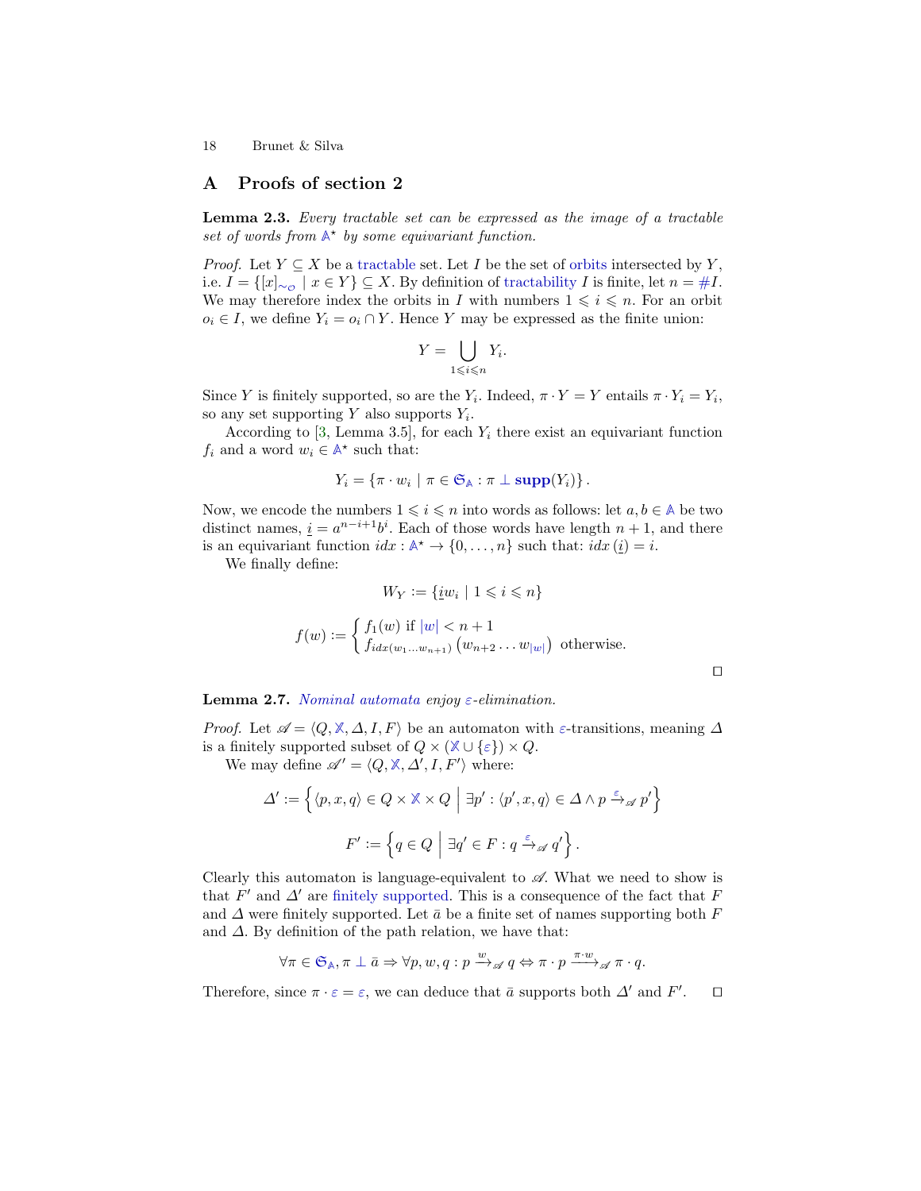## A Proofs of section 2

**Lemma 2.3.** *Every tractable set can be expressed as the image of a tractable set of words from $\mathbb{A}^\star$ by some equivariant function.*

*Proof.* Let $Y \subseteq X$ be a tractable set. Let $I$ be the set of orbits intersected by $Y$, i.e. $I = \{[x]_{\sim_{\mathcal{O}}} \mid x \in Y\} \subseteq X$. By definition of tractability $I$ is finite, let $n = \#I$. We may therefore index the orbits in $I$ with numbers $1 \leqslant i \leqslant n$. For an orbit $o_i \in I$, we define $Y_i = o_i \cap Y$. Hence $Y$ may be expressed as the finite union:

$$Y = \bigcup_{1 \leqslant i \leqslant n} Y_i.$$

Since $Y$ is finitely supported, so are the $Y_i$. Indeed, $\pi \cdot Y = Y$ entails $\pi \cdot Y_i = Y_i$, so any set supporting $Y$ also supports $Y_i$.

According to [3, Lemma 3.5], for each $Y_i$ there exist an equivariant function $f_i$ and a word $w_i \in \mathbb{A}^\star$ such that:

$$Y_i = \{\pi \cdot w_i \mid \pi \in \mathfrak{S}_{\mathbb{A}} : \pi \perp \mathbf{supp}(Y_i)\}.$$

Now, we encode the numbers $1 \leqslant i \leqslant n$ into words as follows: let $a, b \in \mathbb{A}$ be two distinct names, $\underline{i} = a^{n-i+1}b^i$. Each of those words have length $n+1$, and there is an equivariant function $idx : \mathbb{A}^\star \to \{0, \ldots, n\}$ such that: $idx\,(\underline{i}) = i$.

We finally define:

$$W_Y := \{\underline{i}w_i \mid 1 \leqslant i \leqslant n\}$$

$$f(w) := \begin{cases} f_1(w) \text{ if } |w| < n+1 \\ f_{idx(w_1 \ldots w_{n+1})}\left(w_{n+2} \ldots w_{|w|}\right) \text{ otherwise.} \end{cases}$$

◻

**Lemma 2.7.** *Nominal automata enjoy $\varepsilon$-elimination.*

*Proof.* Let $\mathscr{A} = \langle Q, \mathbb{X}, \Delta, I, F\rangle$ be an automaton with $\varepsilon$-transitions, meaning $\Delta$ is a finitely supported subset of $Q \times (\mathbb{X} \cup \{\varepsilon\}) \times Q$.

We may define $\mathscr{A}' = \langle Q, \mathbb{X}, \Delta', I, F'\rangle$ where:

$$\Delta' := \left\{\langle p, x, q\rangle \in Q \times \mathbb{X} \times Q \;\middle|\; \exists p' : \langle p', x, q\rangle \in \Delta \wedge p \xrightarrow{\varepsilon}_{\mathscr{A}} p'\right\}$$

$$F' := \left\{q \in Q \;\middle|\; \exists q' \in F : q \xrightarrow{\varepsilon}_{\mathscr{A}} q'\right\}.$$

Clearly this automaton is language-equivalent to $\mathscr{A}$. What we need to show is that $F'$ and $\Delta'$ are finitely supported. This is a consequence of the fact that $F$ and $\Delta$ were finitely supported. Let $\bar{a}$ be a finite set of names supporting both $F$ and $\Delta$. By definition of the path relation, we have that:

$$\forall \pi \in \mathfrak{S}_{\mathbb{A}}, \pi \perp \bar{a} \Rightarrow \forall p, w, q : p \xrightarrow{w}_{\mathscr{A}} q \Leftrightarrow \pi \cdot p \xrightarrow{\pi \cdot w}_{\mathscr{A}} \pi \cdot q.$$

Therefore, since $\pi \cdot \varepsilon = \varepsilon$, we can deduce that $\bar{a}$ supports both $\Delta'$ and $F'$. ◻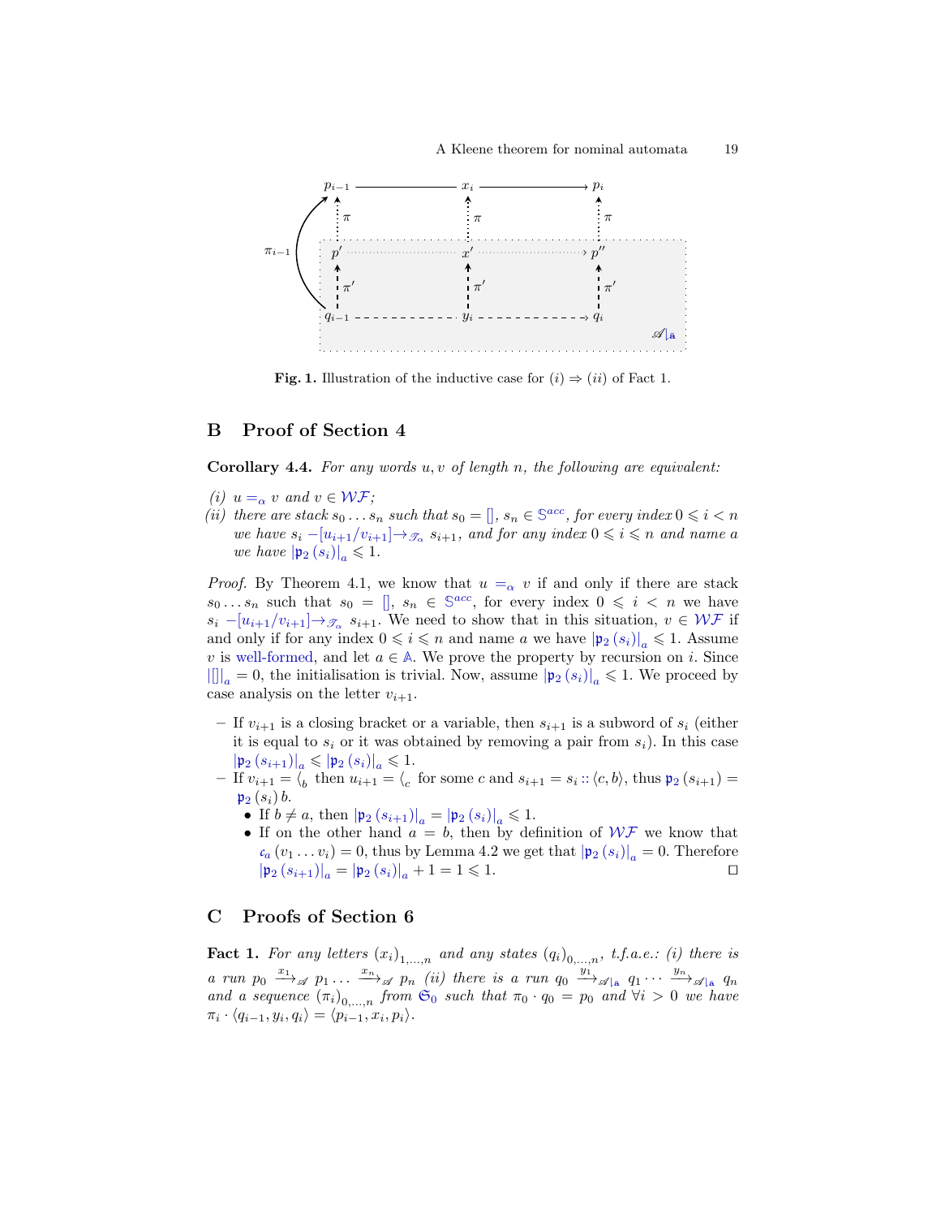Fig. 1. Illustration of the inductive case for $(i) \Rightarrow (ii)$ of Fact 1.

## B Proof of Section 4

**Corollary 4.4.** *For any words $u, v$ of length $n$, the following are equivalent:*

*(i) $u =_\alpha v$ and $v \in \mathcal{WF}$;*

*(ii) there are stack $s_0 \dots s_n$ such that $s_0 = []$, $s_n \in \mathbb{S}^{acc}$, for every index $0 \leqslant i < n$ we have $s_i -[u_{i+1}/v_{i+1}]\rightarrow_{\mathscr{T}_\alpha} s_{i+1}$, and for any index $0 \leqslant i \leqslant n$ and name $a$ we have $|\mathfrak{p}_2(s_i)|_a \leqslant 1$.*

*Proof.* By Theorem 4.1, we know that $u =_\alpha v$ if and only if there are stack $s_0 \dots s_n$ such that $s_0 = []$, $s_n \in \mathbb{S}^{acc}$, for every index $0 \leqslant i < n$ we have $s_i -[u_{i+1}/v_{i+1}]\rightarrow_{\mathscr{T}_\alpha} s_{i+1}$. We need to show that in this situation, $v \in \mathcal{WF}$ if and only if for any index $0 \leqslant i \leqslant n$ and name $a$ we have $|\mathfrak{p}_2(s_i)|_a \leqslant 1$. Assume $v$ is well-formed, and let $a \in \mathbb{A}$. We prove the property by recursion on $i$. Since $|[]|_a = 0$, the initialisation is trivial. Now, assume $|\mathfrak{p}_2(s_i)|_a \leqslant 1$. We proceed by case analysis on the letter $v_{i+1}$.

- If $v_{i+1}$ is a closing bracket or a variable, then $s_{i+1}$ is a subword of $s_i$ (either it is equal to $s_i$ or it was obtained by removing a pair from $s_i$). In this case $|\mathfrak{p}_2(s_{i+1})|_a \leqslant |\mathfrak{p}_2(s_i)|_a \leqslant 1$.
- If $v_{i+1} = \langle_b$ then $u_{i+1} = \langle_c$ for some $c$ and $s_{i+1} = s_i :: \langle c, b\rangle$, thus $\mathfrak{p}_2(s_{i+1}) = \mathfrak{p}_2(s_i)\, b$.
  - If $b \neq a$, then $|\mathfrak{p}_2(s_{i+1})|_a = |\mathfrak{p}_2(s_i)|_a \leqslant 1$.
  - If on the other hand $a = b$, then by definition of $\mathcal{WF}$ we know that $\mathfrak{c}_a(v_1 \dots v_i) = 0$, thus by Lemma 4.2 we get that $|\mathfrak{p}_2(s_i)|_a = 0$. Therefore $|\mathfrak{p}_2(s_{i+1})|_a = |\mathfrak{p}_2(s_i)|_a + 1 = 1 \leqslant 1$. ◻

## C Proofs of Section 6

**Fact 1.** *For any letters $(x_i)_{1,\dots,n}$ and any states $(q_i)_{0,\dots,n}$, t.f.a.e.: (i) there is a run $p_0 \xrightarrow{x_1}_{\mathscr{A}} p_1 \dots \xrightarrow{x_n}_{\mathscr{A}} p_n$ (ii) there is a run $q_0 \xrightarrow{y_1}_{\mathscr{A}|_{\bar{\mathbf{a}}}} q_1 \cdots \xrightarrow{y_n}_{\mathscr{A}|_{\bar{\mathbf{a}}}} q_n$ and a sequence $(\pi_i)_{0,\dots,n}$ from $\mathfrak{S}_0$ such that $\pi_0 \cdot q_0 = p_0$ and $\forall i > 0$ we have $\pi_i \cdot \langle q_{i-1}, y_i, q_i\rangle = \langle p_{i-1}, x_i, p_i\rangle$.*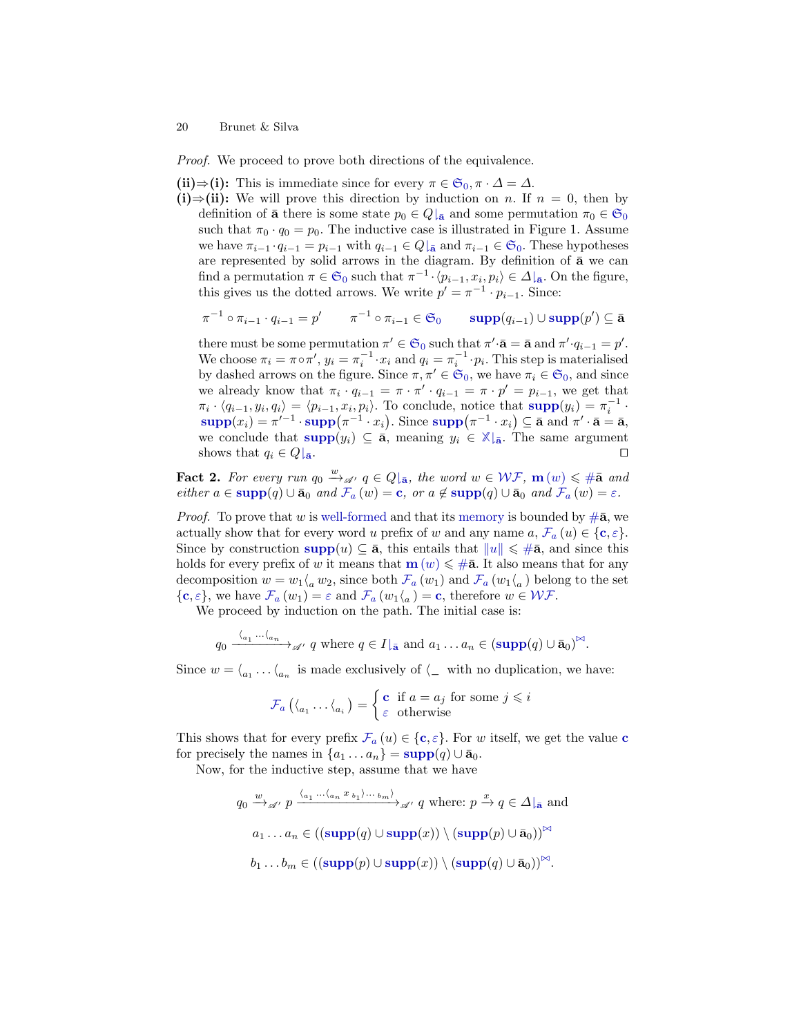*Proof.* We proceed to prove both directions of the equivalence.

**(ii)⇒(i):** This is immediate since for every $\pi \in \mathfrak{S}_0, \pi \cdot \Delta = \Delta$.

**(i)⇒(ii):** We will prove this direction by induction on $n$. If $n = 0$, then by definition of $\bar{\mathbf{a}}$ there is some state $p_0 \in Q|_{\bar{\mathbf{a}}}$ and some permutation $\pi_0 \in \mathfrak{S}_0$ such that $\pi_0 \cdot q_0 = p_0$. The inductive case is illustrated in Figure 1. Assume we have $\pi_{i-1} \cdot q_{i-1} = p_{i-1}$ with $q_{i-1} \in Q|_{\bar{\mathbf{a}}}$ and $\pi_{i-1} \in \mathfrak{S}_0$. These hypotheses are represented by solid arrows in the diagram. By definition of $\bar{\mathbf{a}}$ we can find a permutation $\pi \in \mathfrak{S}_0$ such that $\pi^{-1} \cdot \langle p_{i-1}, x_i, p_i \rangle \in \Delta|_{\bar{\mathbf{a}}}$. On the figure, this gives us the dotted arrows. We write $p' = \pi^{-1} \cdot p_{i-1}$. Since:

$$\pi^{-1} \circ \pi_{i-1} \cdot q_{i-1} = p' \qquad \pi^{-1} \circ \pi_{i-1} \in \mathfrak{S}_0 \qquad \mathbf{supp}(q_{i-1}) \cup \mathbf{supp}(p') \subseteq \bar{\mathbf{a}}$$

there must be some permutation $\pi' \in \mathfrak{S}_0$ such that $\pi' \cdot \bar{\mathbf{a}} = \bar{\mathbf{a}}$ and $\pi' \cdot q_{i-1} = p'$. We choose $\pi_i = \pi \circ \pi'$, $y_i = \pi_i^{-1} \cdot x_i$ and $q_i = \pi_i^{-1} \cdot p_i$. This step is materialised by dashed arrows on the figure. Since $\pi, \pi' \in \mathfrak{S}_0$, we have $\pi_i \in \mathfrak{S}_0$, and since we already know that $\pi_i \cdot q_{i-1} = \pi \cdot \pi' \cdot q_{i-1} = \pi \cdot p' = p_{i-1}$, we get that $\pi_i \cdot \langle q_{i-1}, y_i, q_i \rangle = \langle p_{i-1}, x_i, p_i \rangle$. To conclude, notice that $\mathbf{supp}(y_i) = \pi_i^{-1} \cdot \mathbf{supp}(x_i) = \pi'^{-1} \cdot \mathbf{supp}(\pi^{-1} \cdot x_i)$. Since $\mathbf{supp}(\pi^{-1} \cdot x_i) \subseteq \bar{\mathbf{a}}$ and $\pi' \cdot \bar{\mathbf{a}} = \bar{\mathbf{a}}$, we conclude that $\mathbf{supp}(y_i) \subseteq \bar{\mathbf{a}}$, meaning $y_i \in \mathbb{X}|_{\bar{\mathbf{a}}}$. The same argument shows that $q_i \in Q|_{\bar{\mathbf{a}}}$. ◻

**Fact 2.** *For every run $q_0 \xrightarrow{w}_{\mathscr{A}'} q \in Q|_{\bar{\mathbf{a}}}$, the word $w \in \mathcal{WF}$, $\mathbf{m}(w) \leqslant \#\bar{\mathbf{a}}$ and either $a \in \mathbf{supp}(q) \cup \bar{\mathbf{a}}_0$ and $\mathcal{F}_a(w) = \mathbf{c}$, or $a \notin \mathbf{supp}(q) \cup \bar{\mathbf{a}}_0$ and $\mathcal{F}_a(w) = \varepsilon$.*

*Proof.* To prove that $w$ is well-formed and that its memory is bounded by $\#\bar{\mathbf{a}}$, we actually show that for every word $u$ prefix of $w$ and any name $a$, $\mathcal{F}_a(u) \in \{\mathbf{c}, \varepsilon\}$. Since by construction $\mathbf{supp}(u) \subseteq \bar{\mathbf{a}}$, this entails that $\|u\| \leqslant \#\bar{\mathbf{a}}$, and since this holds for every prefix of $w$ it means that $\mathbf{m}(w) \leqslant \#\bar{\mathbf{a}}$. It also means that for any decomposition $w = w_1 \langle_a w_2$, since both $\mathcal{F}_a(w_1)$ and $\mathcal{F}_a(w_1 \langle_a)$ belong to the set $\{\mathbf{c}, \varepsilon\}$, we have $\mathcal{F}_a(w_1) = \varepsilon$ and $\mathcal{F}_a(w_1 \langle_a) = \mathbf{c}$, therefore $w \in \mathcal{WF}$.

We proceed by induction on the path. The initial case is:

$$q_0 \xrightarrow{\langle_{a_1} \cdots \langle_{a_n}}_{\mathscr{A}'} q \text{ where } q \in I|_{\bar{\mathbf{a}}} \text{ and } a_1 \dots a_n \in (\mathbf{supp}(q) \cup \bar{\mathbf{a}}_0)^{\bowtie}.$$

Since $w = \langle_{a_1} \dots \langle_{a_n}$ is made exclusively of $\langle_\_$ with no duplication, we have:

$$\mathcal{F}_a(\langle_{a_1} \dots \langle_{a_i}) = \begin{cases} \mathbf{c} & \text{if } a = a_j \text{ for some } j \leqslant i \\ \varepsilon & \text{otherwise} \end{cases}$$

This shows that for every prefix $\mathcal{F}_a(u) \in \{\mathbf{c}, \varepsilon\}$. For $w$ itself, we get the value $\mathbf{c}$ for precisely the names in $\{a_1 \dots a_n\} = \mathbf{supp}(q) \cup \bar{\mathbf{a}}_0$.

Now, for the inductive step, assume that we have

$$q_0 \xrightarrow{w}_{\mathscr{A}'} p \xrightarrow{\langle_{a_1} \cdots \langle_{a_n}\, x\, _{b_1}\rangle \cdots _{b_m}\rangle}_{\mathscr{A}'} q \text{ where: } p \xrightarrow{x} q \in \Delta|_{\bar{\mathbf{a}}} \text{ and}$$

$$a_1 \dots a_n \in ((\mathbf{supp}(q) \cup \mathbf{supp}(x)) \setminus (\mathbf{supp}(p) \cup \bar{\mathbf{a}}_0))^{\bowtie}$$

$$b_1 \dots b_m \in ((\mathbf{supp}(p) \cup \mathbf{supp}(x)) \setminus (\mathbf{supp}(q) \cup \bar{\mathbf{a}}_0))^{\bowtie}.$$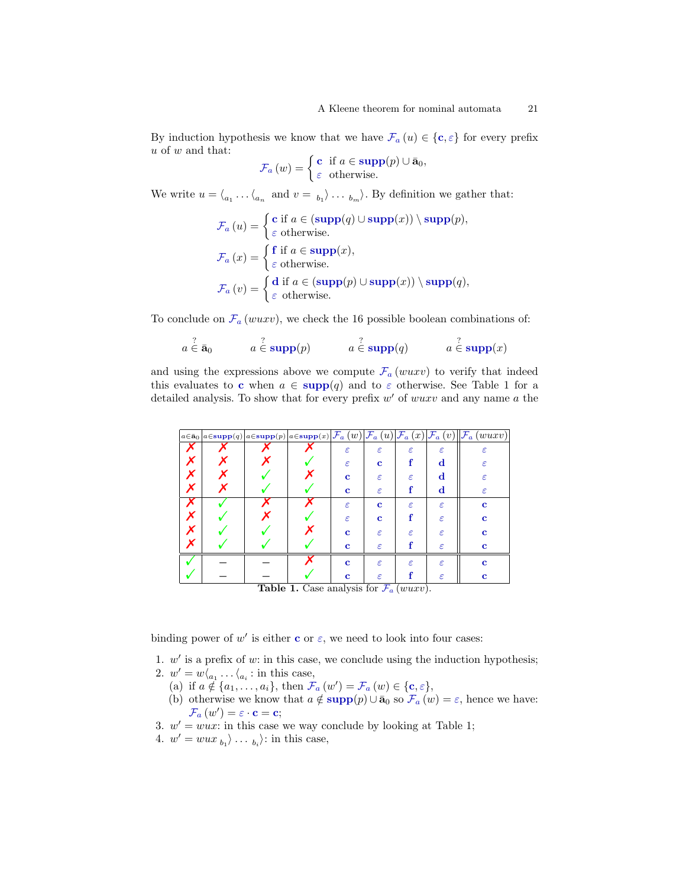By induction hypothesis we know that we have $\mathcal{F}_a(u) \in \{\mathbf{c}, \varepsilon\}$ for every prefix $u$ of $w$ and that:

$$\mathcal{F}_a(w) = \begin{cases} \mathbf{c} & \text{if } a \in \mathbf{supp}(p) \cup \bar{\mathbf{a}}_0, \\ \varepsilon & \text{otherwise.} \end{cases}$$

We write $u = \langle_{a_1} \dots \langle_{a_n}$ and $v = {}_{b_1}\rangle \dots {}_{b_m}\rangle$. By definition we gather that:

$$\mathcal{F}_a(u) = \begin{cases} \mathbf{c} \text{ if } a \in (\mathbf{supp}(q) \cup \mathbf{supp}(x)) \setminus \mathbf{supp}(p), \\ \varepsilon \text{ otherwise.} \end{cases}$$

$$\mathcal{F}_a(x) = \begin{cases} \mathbf{f} \text{ if } a \in \mathbf{supp}(x), \\ \varepsilon \text{ otherwise.} \end{cases}$$

$$\mathcal{F}_a(v) = \begin{cases} \mathbf{d} \text{ if } a \in (\mathbf{supp}(p) \cup \mathbf{supp}(x)) \setminus \mathbf{supp}(q), \\ \varepsilon \text{ otherwise.} \end{cases}$$

To conclude on $\mathcal{F}_a(wuxv)$, we check the 16 possible boolean combinations of:

$$a \overset{?}{\in} \bar{\mathbf{a}}_0 \qquad a \overset{?}{\in} \mathbf{supp}(p) \qquad a \overset{?}{\in} \mathbf{supp}(q) \qquad a \overset{?}{\in} \mathbf{supp}(x)$$

and using the expressions above we compute $\mathcal{F}_a(wuxv)$ to verify that indeed this evaluates to $\mathbf{c}$ when $a \in \mathbf{supp}(q)$ and to $\varepsilon$ otherwise. See Table 1 for a detailed analysis. To show that for every prefix $w'$ of $wuxv$ and any name $a$ the

| $a\in\bar{\mathbf{a}}_0$ | $a\in\mathbf{supp}(q)$ | $a\in\mathbf{supp}(p)$ | $a\in\mathbf{supp}(x)$ | $\mathcal{F}_a(w)$ | $\mathcal{F}_a(u)$ | $\mathcal{F}_a(x)$ | $\mathcal{F}_a(v)$ | $\mathcal{F}_a(wuxv)$ |
|---|---|---|---|---|---|---|---|---|
| ✗ | ✗ | ✗ | ✗ | $\varepsilon$ | $\varepsilon$ | $\varepsilon$ | $\varepsilon$ | $\varepsilon$ |
| ✗ | ✗ | ✗ | ✓ | $\varepsilon$ | $\mathbf{c}$ | $\mathbf{f}$ | $\mathbf{d}$ | $\varepsilon$ |
| ✗ | ✗ | ✓ | ✗ | $\mathbf{c}$ | $\varepsilon$ | $\varepsilon$ | $\mathbf{d}$ | $\varepsilon$ |
| ✗ | ✗ | ✓ | ✓ | $\mathbf{c}$ | $\varepsilon$ | $\mathbf{f}$ | $\mathbf{d}$ | $\varepsilon$ |
| ✗ | ✓ | ✗ | ✗ | $\varepsilon$ | $\mathbf{c}$ | $\varepsilon$ | $\varepsilon$ | $\mathbf{c}$ |
| ✗ | ✓ | ✗ | ✓ | $\varepsilon$ | $\mathbf{c}$ | $\mathbf{f}$ | $\varepsilon$ | $\mathbf{c}$ |
| ✗ | ✓ | ✓ | ✗ | $\mathbf{c}$ | $\varepsilon$ | $\varepsilon$ | $\varepsilon$ | $\mathbf{c}$ |
| ✗ | ✓ | ✓ | ✓ | $\mathbf{c}$ | $\varepsilon$ | $\mathbf{f}$ | $\varepsilon$ | $\mathbf{c}$ |
| ✓ | – | – | ✗ | $\mathbf{c}$ | $\varepsilon$ | $\varepsilon$ | $\varepsilon$ | $\mathbf{c}$ |
| ✓ | – | – | ✓ | $\mathbf{c}$ | $\varepsilon$ | $\mathbf{f}$ | $\varepsilon$ | $\mathbf{c}$ |

**Table 1.** Case analysis for $\mathcal{F}_a(wuxv)$.

binding power of $w'$ is either $\mathbf{c}$ or $\varepsilon$, we need to look into four cases:

1. $w'$ is a prefix of $w$: in this case, we conclude using the induction hypothesis;
2. $w' = w\langle_{a_1} \dots \langle_{a_i}$: in this case,
   (a) if $a \notin \{a_1, \dots, a_i\}$, then $\mathcal{F}_a(w') = \mathcal{F}_a(w) \in \{\mathbf{c}, \varepsilon\}$,
   (b) otherwise we know that $a \notin \mathbf{supp}(p) \cup \bar{\mathbf{a}}_0$ so $\mathcal{F}_a(w) = \varepsilon$, hence we have: $\mathcal{F}_a(w') = \varepsilon \cdot \mathbf{c} = \mathbf{c}$;
3. $w' = wux$: in this case we way conclude by looking at Table 1;
4. $w' = wux\, {}_{b_1}\rangle \dots {}_{b_i}\rangle$: in this case,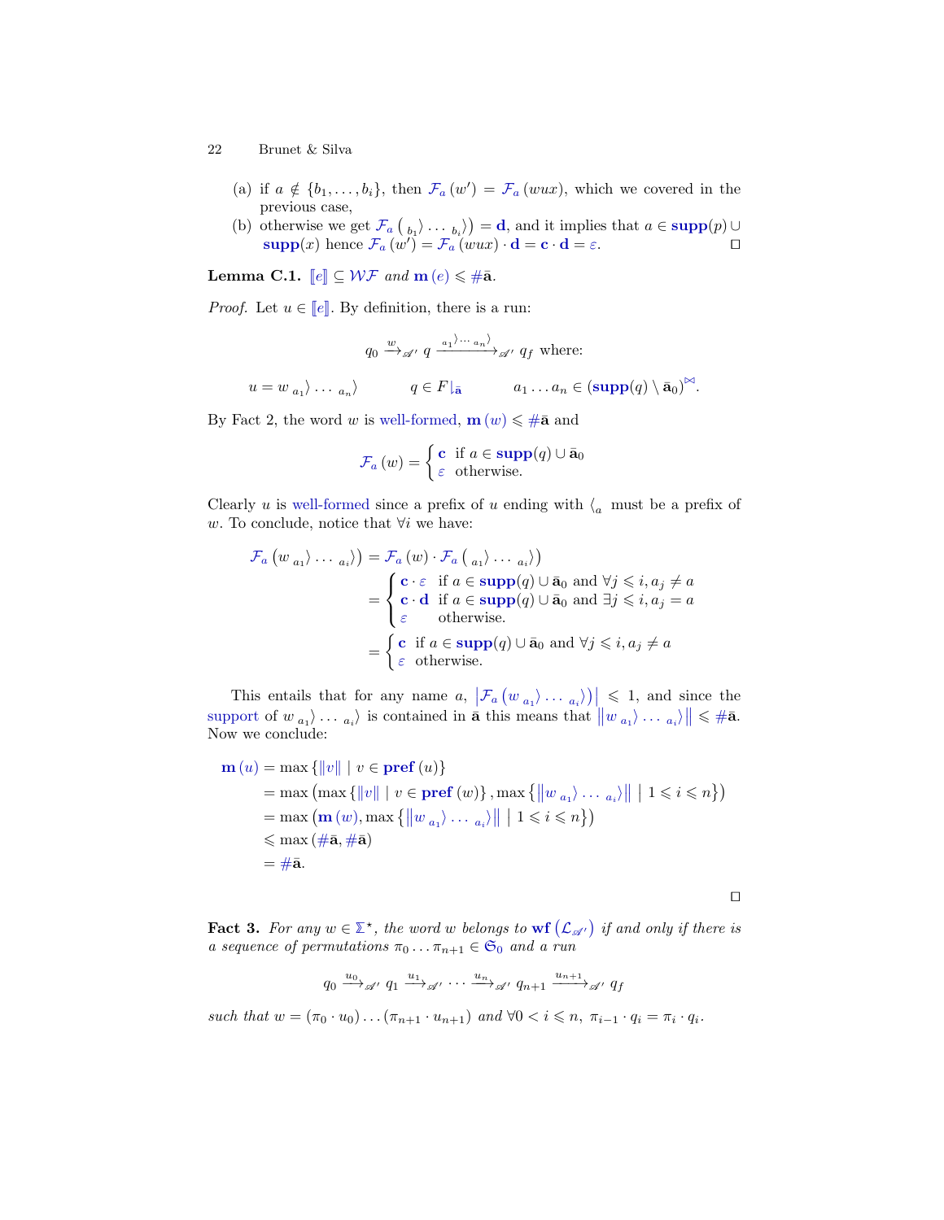(a) if $a \notin \{b_1, \ldots, b_i\}$, then $\mathcal{F}_a(w') = \mathcal{F}_a(wux)$, which we covered in the previous case,

(b) otherwise we get $\mathcal{F}_a\left({}_{b_1}\rangle \ldots {}_{b_i}\rangle\right) = \mathbf{d}$, and it implies that $a \in \mathbf{supp}(p) \cup \mathbf{supp}(x)$ hence $\mathcal{F}_a(w') = \mathcal{F}_a(wux) \cdot \mathbf{d} = \mathbf{c} \cdot \mathbf{d} = \varepsilon$. ◻

**Lemma C.1.** *$[\![e]\!] \subseteq \mathcal{WF}$ and $\mathbf{m}(e) \leqslant \#\bar{\mathbf{a}}$.*

*Proof.* Let $u \in [\![e]\!]$. By definition, there is a run:

$$q_0 \xrightarrow{w}_{\mathscr{A}'} q \xrightarrow{{}_{a_1}\rangle \cdots {}_{a_n}\rangle}_{\mathscr{A}'} q_f \text{ where:}$$

$$u = w\, {}_{a_1}\rangle \ldots {}_{a_n}\rangle \qquad q \in F\!\downharpoonright_{\bar{\mathbf{a}}} \qquad a_1 \ldots a_n \in (\mathbf{supp}(q) \setminus \bar{\mathbf{a}}_0)^{\bowtie}.$$

By Fact 2, the word $w$ is well-formed, $\mathbf{m}(w) \leqslant \#\bar{\mathbf{a}}$ and

$$\mathcal{F}_a(w) = \begin{cases} \mathbf{c} & \text{if } a \in \mathbf{supp}(q) \cup \bar{\mathbf{a}}_0 \\ \varepsilon & \text{otherwise.} \end{cases}$$

Clearly $u$ is well-formed since a prefix of $u$ ending with $\langle_a$ must be a prefix of $w$. To conclude, notice that $\forall i$ we have:

$$\begin{aligned}
\mathcal{F}_a\left(w\, {}_{a_1}\rangle \ldots {}_{a_i}\rangle\right) &= \mathcal{F}_a(w) \cdot \mathcal{F}_a\left({}_{a_1}\rangle \ldots {}_{a_i}\rangle\right) \\
&= \begin{cases} \mathbf{c} \cdot \varepsilon & \text{if } a \in \mathbf{supp}(q) \cup \bar{\mathbf{a}}_0 \text{ and } \forall j \leqslant i, a_j \neq a \\ \mathbf{c} \cdot \mathbf{d} & \text{if } a \in \mathbf{supp}(q) \cup \bar{\mathbf{a}}_0 \text{ and } \exists j \leqslant i, a_j = a \\ \varepsilon & \text{otherwise.} \end{cases} \\
&= \begin{cases} \mathbf{c} & \text{if } a \in \mathbf{supp}(q) \cup \bar{\mathbf{a}}_0 \text{ and } \forall j \leqslant i, a_j \neq a \\ \varepsilon & \text{otherwise.} \end{cases}
\end{aligned}$$

This entails that for any name $a$, $\left|\mathcal{F}_a\left(w\, {}_{a_1}\rangle \ldots {}_{a_i}\rangle\right)\right| \leqslant 1$, and since the support of $w\, {}_{a_1}\rangle \ldots {}_{a_i}\rangle$ is contained in $\bar{\mathbf{a}}$ this means that $\left\|w\, {}_{a_1}\rangle \ldots {}_{a_i}\rangle\right\| \leqslant \#\bar{\mathbf{a}}$. Now we conclude:

$$\begin{aligned}
\mathbf{m}(u) &= \max\{\|v\| \mid v \in \mathbf{pref}(u)\} \\
&= \max\left(\max\{\|v\| \mid v \in \mathbf{pref}(w)\}, \max\left\{\left\|w\, {}_{a_1}\rangle \ldots {}_{a_i}\rangle\right\| \;\middle|\; 1 \leqslant i \leqslant n\right\}\right) \\
&= \max\left(\mathbf{m}(w), \max\left\{\left\|w\, {}_{a_1}\rangle \ldots {}_{a_i}\rangle\right\| \;\middle|\; 1 \leqslant i \leqslant n\right\}\right) \\
&\leqslant \max(\#\bar{\mathbf{a}}, \#\bar{\mathbf{a}}) \\
&= \#\bar{\mathbf{a}}.
\end{aligned}$$

◻

**Fact 3.** *For any $w \in \mathbb{\Sigma}^\star$, the word $w$ belongs to $\mathbf{wf}(\mathcal{L}_{\mathscr{A}'})$ if and only if there is a sequence of permutations $\pi_0 \ldots \pi_{n+1} \in \mathfrak{S}_0$ and a run*

$$q_0 \xrightarrow{u_0}_{\mathscr{A}'} q_1 \xrightarrow{u_1}_{\mathscr{A}'} \cdots \xrightarrow{u_n}_{\mathscr{A}'} q_{n+1} \xrightarrow{u_{n+1}}_{\mathscr{A}'} q_f$$

*such that $w = (\pi_0 \cdot u_0) \ldots (\pi_{n+1} \cdot u_{n+1})$ and $\forall 0 < i \leqslant n,\ \pi_{i-1} \cdot q_i = \pi_i \cdot q_i$.*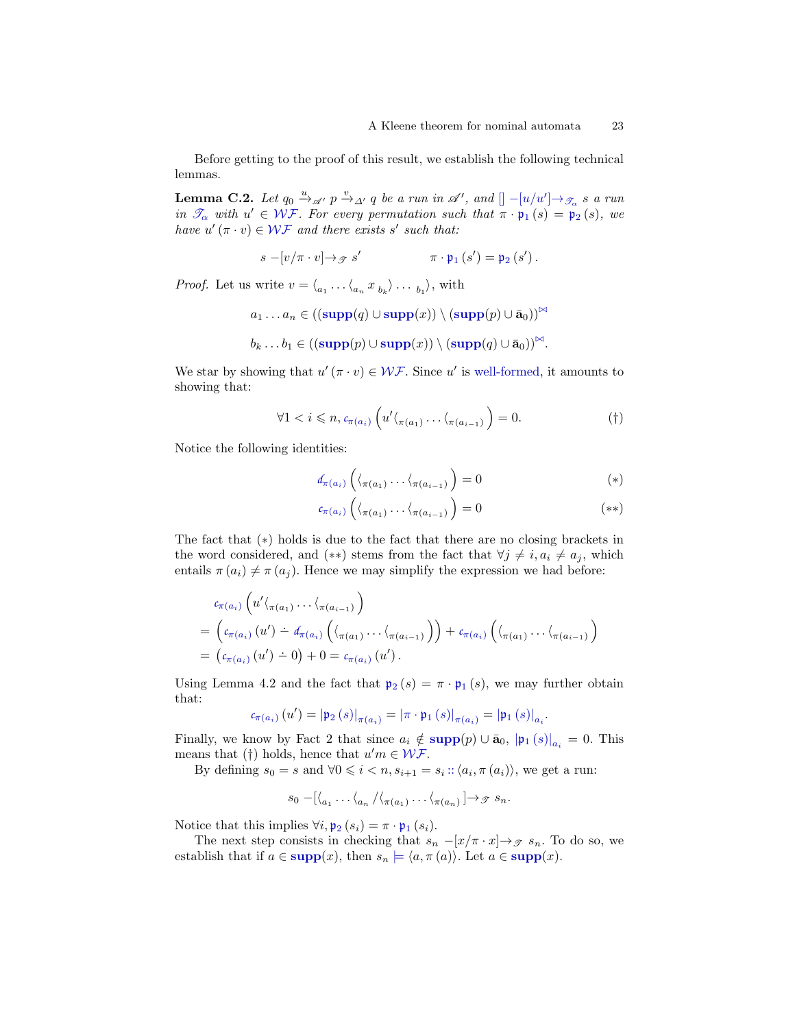Before getting to the proof of this result, we establish the following technical lemmas.

**Lemma C.2.** *Let $q_0 \xrightarrow{u}_{\mathscr{A}'} p \xrightarrow{v}_{\Delta'} q$ be a run in $\mathscr{A}'$, and $[] -[u/u'] \rightarrow_{\mathscr{T}_\alpha} s$ a run in $\mathscr{T}_\alpha$ with $u' \in \mathcal{WF}$. For every permutation such that $\pi \cdot \mathfrak{p}_1(s) = \mathfrak{p}_2(s)$, we have $u'(\pi \cdot v) \in \mathcal{WF}$ and there exists $s'$ such that:*

$$s -[v/\pi \cdot v] \rightarrow_{\mathscr{T}} s' \qquad\qquad \pi \cdot \mathfrak{p}_1(s') = \mathfrak{p}_2(s').$$

*Proof.* Let us write $v = \langle_{a_1} \cdots \langle_{a_n} x\, {}_{b_k}\rangle \cdots {}_{b_1}\rangle$, with

$$a_1 \ldots a_n \in ((\mathbf{supp}(q) \cup \mathbf{supp}(x)) \setminus (\mathbf{supp}(p) \cup \bar{\mathbf{a}}_0))^{\bowtie}$$

$$b_k \ldots b_1 \in ((\mathbf{supp}(p) \cup \mathbf{supp}(x)) \setminus (\mathbf{supp}(q) \cup \bar{\mathbf{a}}_0))^{\bowtie}.$$

We star by showing that $u'(\pi \cdot v) \in \mathcal{WF}$. Since $u'$ is well-formed, it amounts to showing that:

$$\forall 1 < i \leqslant n, \mathcal{c}_{\pi(a_i)}\left(u' \langle_{\pi(a_1)} \cdots \langle_{\pi(a_{i-1})}\right) = 0. \tag{†}$$

Notice the following identities:

$$\mathcal{d}_{\pi(a_i)}\left(\langle_{\pi(a_1)} \cdots \langle_{\pi(a_{i-1})}\right) = 0 \tag{$*$}$$

$$\mathcal{c}_{\pi(a_i)}\left(\langle_{\pi(a_1)} \cdots \langle_{\pi(a_{i-1})}\right) = 0 \tag{$**$}$$

The fact that $(*)$ holds is due to the fact that there are no closing brackets in the word considered, and $(**)$ stems from the fact that $\forall j \neq i, a_i \neq a_j$, which entails $\pi(a_i) \neq \pi(a_j)$. Hence we may simplify the expression we had before:

$$\begin{aligned}
&\mathcal{c}_{\pi(a_i)}\left(u' \langle_{\pi(a_1)} \cdots \langle_{\pi(a_{i-1})}\right) \\
&= \left(\mathcal{c}_{\pi(a_i)}(u') \dot{-} \mathcal{d}_{\pi(a_i)}\left(\langle_{\pi(a_1)} \cdots \langle_{\pi(a_{i-1})}\right)\right) + \mathcal{c}_{\pi(a_i)}\left(\langle_{\pi(a_1)} \cdots \langle_{\pi(a_{i-1})}\right) \\
&= \left(\mathcal{c}_{\pi(a_i)}(u') \dot{-} 0\right) + 0 = \mathcal{c}_{\pi(a_i)}(u').
\end{aligned}$$

Using Lemma 4.2 and the fact that $\mathfrak{p}_2(s) = \pi \cdot \mathfrak{p}_1(s)$, we may further obtain that:

$$\mathcal{c}_{\pi(a_i)}(u') = |\mathfrak{p}_2(s)|_{\pi(a_i)} = |\pi \cdot \mathfrak{p}_1(s)|_{\pi(a_i)} = |\mathfrak{p}_1(s)|_{a_i}.$$

Finally, we know by Fact 2 that since $a_i \notin \mathbf{supp}(p) \cup \bar{\mathbf{a}}_0$, $|\mathfrak{p}_1(s)|_{a_i} = 0$. This means that (†) holds, hence that $u'm \in \mathcal{WF}$.

By defining $s_0 = s$ and $\forall 0 \leqslant i < n, s_{i+1} = s_i :: \langle a_i, \pi(a_i) \rangle$, we get a run:

$$s_0 -[\langle_{a_1} \cdots \langle_{a_n} / \langle_{\pi(a_1)} \cdots \langle_{\pi(a_n)}] \rightarrow_{\mathscr{T}} s_n.$$

Notice that this implies $\forall i, \mathfrak{p}_2(s_i) = \pi \cdot \mathfrak{p}_1(s_i)$.

The next step consists in checking that $s_n -[x/\pi \cdot x] \rightarrow_{\mathscr{T}} s_n$. To do so, we establish that if $a \in \mathbf{supp}(x)$, then $s_n \models \langle a, \pi(a) \rangle$. Let $a \in \mathbf{supp}(x)$.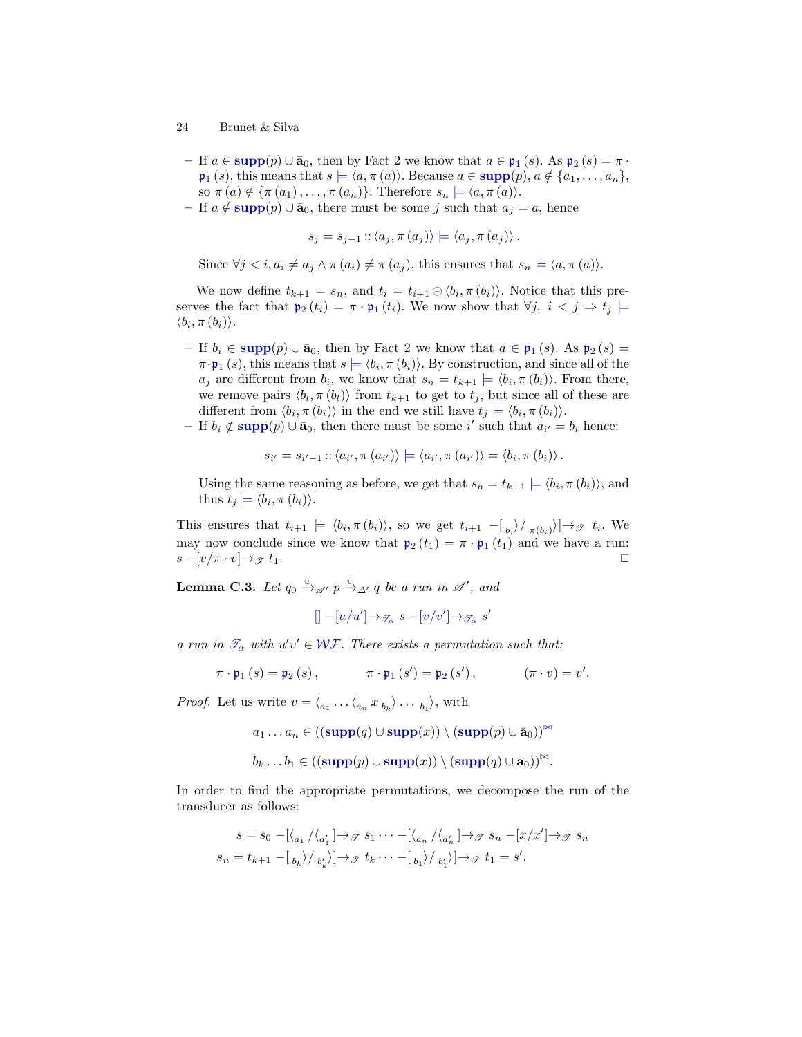- If $a \in \mathbf{supp}(p) \cup \bar{\mathbf{a}}_0$, then by Fact 2 we know that $a \in \mathfrak{p}_1(s)$. As $\mathfrak{p}_2(s) = \pi \cdot \mathfrak{p}_1(s)$, this means that $s \models \langle a, \pi(a) \rangle$. Because $a \in \mathbf{supp}(p)$, $a \notin \{a_1, \ldots, a_n\}$, so $\pi(a) \notin \{\pi(a_1), \ldots, \pi(a_n)\}$. Therefore $s_n \models \langle a, \pi(a) \rangle$.
- If $a \notin \mathbf{supp}(p) \cup \bar{\mathbf{a}}_0$, there must be some $j$ such that $a_j = a$, hence

$$s_j = s_{j-1} :: \langle a_j, \pi(a_j) \rangle \models \langle a_j, \pi(a_j) \rangle .$$

  Since $\forall j < i, a_i \neq a_j \wedge \pi(a_i) \neq \pi(a_j)$, this ensures that $s_n \models \langle a, \pi(a) \rangle$.

We now define $t_{k+1} = s_n$, and $t_i = t_{i+1} \ominus \langle b_i, \pi(b_i) \rangle$. Notice that this preserves the fact that $\mathfrak{p}_2(t_i) = \pi \cdot \mathfrak{p}_1(t_i)$. We now show that $\forall j,\ i < j \Rightarrow t_j \models \langle b_i, \pi(b_i) \rangle$.

- If $b_i \in \mathbf{supp}(p) \cup \bar{\mathbf{a}}_0$, then by Fact 2 we know that $a \in \mathfrak{p}_1(s)$. As $\mathfrak{p}_2(s) = \pi \cdot \mathfrak{p}_1(s)$, this means that $s \models \langle b_i, \pi(b_i) \rangle$. By construction, and since all of the $a_j$ are different from $b_i$, we know that $s_n = t_{k+1} \models \langle b_i, \pi(b_i) \rangle$. From there, we remove pairs $\langle b_l, \pi(b_l) \rangle$ from $t_{k+1}$ to get to $t_j$, but since all of these are different from $\langle b_i, \pi(b_i) \rangle$ in the end we still have $t_j \models \langle b_i, \pi(b_i) \rangle$.
- If $b_i \notin \mathbf{supp}(p) \cup \bar{\mathbf{a}}_0$, then there must be some $i'$ such that $a_{i'} = b_i$ hence:

$$s_{i'} = s_{i'-1} :: \langle a_{i'}, \pi(a_{i'}) \rangle \models \langle a_{i'}, \pi(a_{i'}) \rangle = \langle b_i, \pi(b_i) \rangle .$$

  Using the same reasoning as before, we get that $s_n = t_{k+1} \models \langle b_i, \pi(b_i) \rangle$, and thus $t_j \models \langle b_i, \pi(b_i) \rangle$.

This ensures that $t_{i+1} \models \langle b_i, \pi(b_i) \rangle$, so we get $t_{i+1} -[{}_{b_i}\rangle / {}_{\pi(b_i)}\rangle] \rightarrow_{\mathscr{T}} t_i$. We may now conclude since we know that $\mathfrak{p}_2(t_1) = \pi \cdot \mathfrak{p}_1(t_1)$ and we have a run: $s -[v/\pi \cdot v] \rightarrow_{\mathscr{T}} t_1$. ◻

**Lemma C.3.** *Let $q_0 \xrightarrow{u}_{\mathscr{A}'} p \xrightarrow{v}_{\Delta'} q$ be a run in $\mathscr{A}'$, and*

$$[] -[u/u'] \rightarrow_{\mathscr{T}_\alpha} s -[v/v'] \rightarrow_{\mathscr{T}_\alpha} s'$$

*a run in $\mathscr{T}_\alpha$ with $u'v' \in \mathcal{WF}$. There exists a permutation such that:*

$$\pi \cdot \mathfrak{p}_1(s) = \mathfrak{p}_2(s), \qquad \pi \cdot \mathfrak{p}_1(s') = \mathfrak{p}_2(s'), \qquad (\pi \cdot v) = v'.$$

*Proof.* Let us write $v = \langle_{a_1} \cdots \langle_{a_n} x \;{}_{b_k}\rangle \cdots {}_{b_1}\rangle$, with

$$a_1 \ldots a_n \in ((\mathbf{supp}(q) \cup \mathbf{supp}(x)) \setminus (\mathbf{supp}(p) \cup \bar{\mathbf{a}}_0))^{\bowtie}$$

$$b_k \ldots b_1 \in ((\mathbf{supp}(p) \cup \mathbf{supp}(x)) \setminus (\mathbf{supp}(q) \cup \bar{\mathbf{a}}_0))^{\bowtie}.$$

In order to find the appropriate permutations, we decompose the run of the transducer as follows:

$$s = s_0 -[\langle_{a_1} / \langle_{a'_1}] \rightarrow_{\mathscr{T}} s_1 \cdots -[\langle_{a_n} / \langle_{a'_n}] \rightarrow_{\mathscr{T}} s_n -[x/x'] \rightarrow_{\mathscr{T}} s_n$$
$$s_n = t_{k+1} -[{}_{b_k}\rangle / {}_{b'_k}\rangle] \rightarrow_{\mathscr{T}} t_k \cdots -[{}_{b_1}\rangle / {}_{b'_1}\rangle] \rightarrow_{\mathscr{T}} t_1 = s'.$$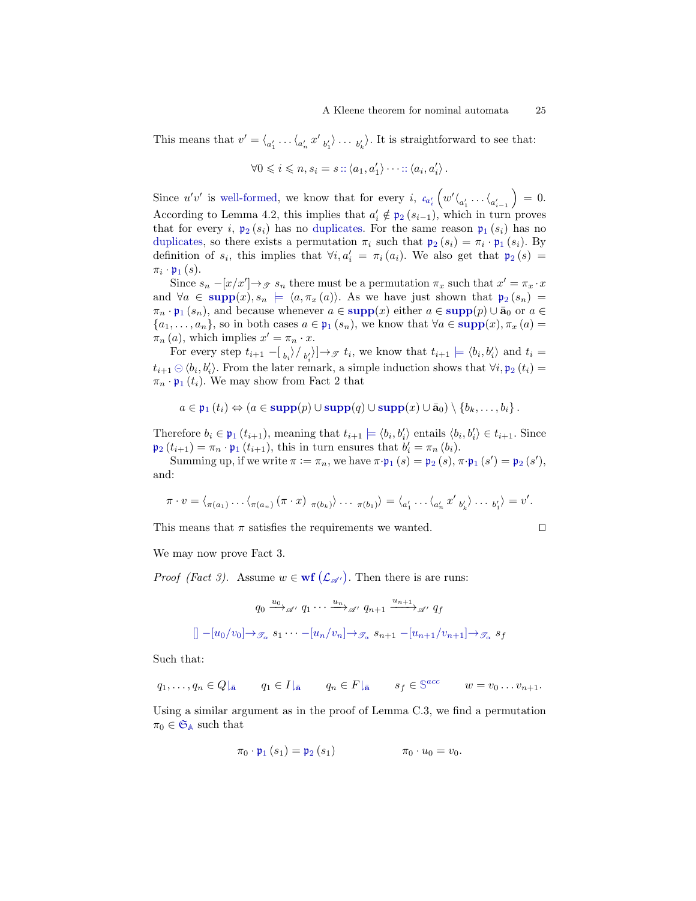This means that $v' = \langle_{a'_1} \cdots \langle_{a'_n} x' {}_{b'_1}\rangle \cdots {}_{b'_k}\rangle$. It is straightforward to see that:

$$\forall 0 \leqslant i \leqslant n, s_i = s :: \langle a_1, a'_1 \rangle \cdots :: \langle a_i, a'_i \rangle .$$

Since $u'v'$ is well-formed, we know that for every $i$, $c_{a'_i}\left(w' \langle_{a'_1} \cdots \langle_{a'_{i-1}}\right) = 0$. According to Lemma 4.2, this implies that $a'_i \notin \mathfrak{p}_2(s_{i-1})$, which in turn proves that for every $i$, $\mathfrak{p}_2(s_i)$ has no duplicates. For the same reason $\mathfrak{p}_1(s_i)$ has no duplicates, so there exists a permutation $\pi_i$ such that $\mathfrak{p}_2(s_i) = \pi_i \cdot \mathfrak{p}_1(s_i)$. By definition of $s_i$, this implies that $\forall i, a'_i = \pi_i(a_i)$. We also get that $\mathfrak{p}_2(s) = \pi_i \cdot \mathfrak{p}_1(s)$.

Since $s_n -[x/x'] \rightarrow_{\mathscr{T}} s_n$ there must be a permutation $\pi_x$ such that $x' = \pi_x \cdot x$ and $\forall a \in \mathbf{supp}(x), s_n \models \langle a, \pi_x(a) \rangle$. As we have just shown that $\mathfrak{p}_2(s_n) = \pi_n \cdot \mathfrak{p}_1(s_n)$, and because whenever $a \in \mathbf{supp}(x)$ either $a \in \mathbf{supp}(p) \cup \bar{\mathbf{a}}_0$ or $a \in \{a_1, \ldots, a_n\}$, so in both cases $a \in \mathfrak{p}_1(s_n)$, we know that $\forall a \in \mathbf{supp}(x), \pi_x(a) = \pi_n(a)$, which implies $x' = \pi_n \cdot x$.

For every step $t_{i+1} -[{}_{b_i}\rangle / {}_{b'_i}\rangle] \rightarrow_{\mathscr{T}} t_i$, we know that $t_{i+1} \models \langle b_i, b'_i \rangle$ and $t_i = t_{i+1} \ominus \langle b_i, b'_i \rangle$. From the later remark, a simple induction shows that $\forall i, \mathfrak{p}_2(t_i) = \pi_n \cdot \mathfrak{p}_1(t_i)$. We may show from Fact 2 that

$$a \in \mathfrak{p}_1(t_i) \Leftrightarrow (a \in \mathbf{supp}(p) \cup \mathbf{supp}(q) \cup \mathbf{supp}(x) \cup \bar{\mathbf{a}}_0) \setminus \{b_k, \ldots, b_i\} .$$

Therefore $b_i \in \mathfrak{p}_1(t_{i+1})$, meaning that $t_{i+1} \models \langle b_i, b'_i \rangle$ entails $\langle b_i, b'_i \rangle \in t_{i+1}$. Since $\mathfrak{p}_2(t_{i+1}) = \pi_n \cdot \mathfrak{p}_1(t_{i+1})$, this in turn ensures that $b'_i = \pi_n(b_i)$.

Summing up, if we write $\pi := \pi_n$, we have $\pi \cdot \mathfrak{p}_1(s) = \mathfrak{p}_2(s)$, $\pi \cdot \mathfrak{p}_1(s') = \mathfrak{p}_2(s')$, and:

$$\pi \cdot v = \langle_{\pi(a_1)} \cdots \langle_{\pi(a_n)} (\pi \cdot x) {}_{\pi(b_k)}\rangle \cdots {}_{\pi(b_1)}\rangle = \langle_{a'_1} \cdots \langle_{a'_n} x' {}_{b'_k}\rangle \cdots {}_{b'_1}\rangle = v'.$$

This means that $\pi$ satisfies the requirements we wanted. ◻

We may now prove Fact 3.

*Proof (Fact 3).* Assume $w \in \mathbf{wf}\left(\mathcal{L}_{\mathscr{A}'}\right)$. Then there is are runs:

$$q_0 \xrightarrow{u_0}_{\mathscr{A}'} q_1 \cdots \xrightarrow{u_n}_{\mathscr{A}'} q_{n+1} \xrightarrow{u_{n+1}}_{\mathscr{A}'} q_f$$

$$[] -[u_0/v_0] \rightarrow_{\mathscr{T}_\alpha} s_1 \cdots -[u_n/v_n] \rightarrow_{\mathscr{T}_\alpha} s_{n+1} -[u_{n+1}/v_{n+1}] \rightarrow_{\mathscr{T}_\alpha} s_f$$

Such that:

$$q_1, \ldots, q_n \in Q\lfloor_{\bar{\mathbf{a}}} \qquad q_1 \in I\lfloor_{\bar{\mathbf{a}}} \qquad q_n \in F\lfloor_{\bar{\mathbf{a}}} \qquad s_f \in \mathbb{S}^{acc} \qquad w = v_0 \ldots v_{n+1}.$$

Using a similar argument as in the proof of Lemma C.3, we find a permutation $\pi_0 \in \mathfrak{S}_{\mathbb{A}}$ such that

$$\pi_0 \cdot \mathfrak{p}_1(s_1) = \mathfrak{p}_2(s_1) \qquad\qquad \pi_0 \cdot u_0 = v_0.$$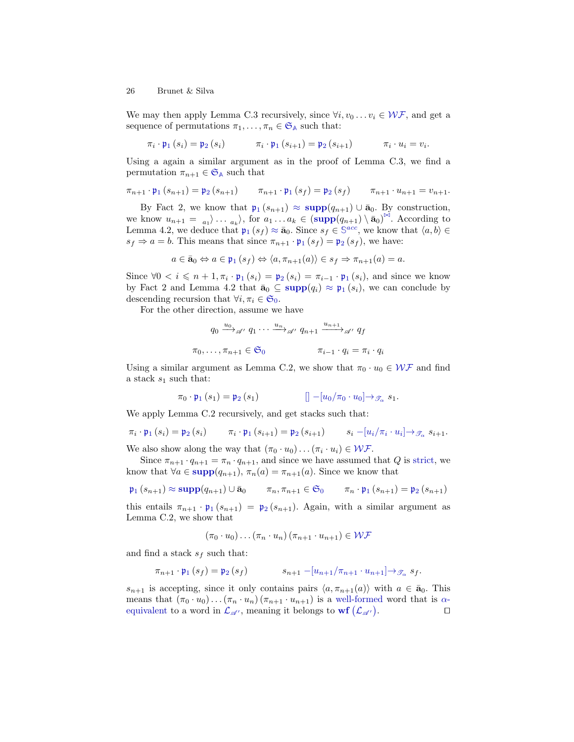We may then apply Lemma C.3 recursively, since $\forall i, v_0 \dots v_i \in \mathcal{WF}$, and get a sequence of permutations $\pi_1, \dots, \pi_n \in \mathfrak{S}_{\mathbb{A}}$ such that:

$$\pi_i \cdot \mathfrak{p}_1(s_i) = \mathfrak{p}_2(s_i) \qquad \pi_i \cdot \mathfrak{p}_1(s_{i+1}) = \mathfrak{p}_2(s_{i+1}) \qquad \pi_i \cdot u_i = v_i.$$

Using a again a similar argument as in the proof of Lemma C.3, we find a permutation $\pi_{n+1} \in \mathfrak{S}_{\mathbb{A}}$ such that

$$\pi_{n+1} \cdot \mathfrak{p}_1(s_{n+1}) = \mathfrak{p}_2(s_{n+1}) \qquad \pi_{n+1} \cdot \mathfrak{p}_1(s_f) = \mathfrak{p}_2(s_f) \qquad \pi_{n+1} \cdot u_{n+1} = v_{n+1}.$$

By Fact 2, we know that $\mathfrak{p}_1(s_{n+1}) \approx \mathbf{supp}(q_{n+1}) \cup \bar{\mathbf{a}}_0$. By construction, we know $u_{n+1} = {}_{a_1}\rangle \dots {}_{a_k}\rangle$, for $a_1 \dots a_k \in (\mathbf{supp}(q_{n+1}) \setminus \bar{\mathbf{a}}_0)^{\bowtie}$. According to Lemma 4.2, we deduce that $\mathfrak{p}_1(s_f) \approx \bar{\mathbf{a}}_0$. Since $s_f \in \mathbb{S}^{acc}$, we know that $\langle a, b\rangle \in s_f \Rightarrow a = b$. This means that since $\pi_{n+1} \cdot \mathfrak{p}_1(s_f) = \mathfrak{p}_2(s_f)$, we have:

$$a \in \bar{\mathbf{a}}_0 \Leftrightarrow a \in \mathfrak{p}_1(s_f) \Leftrightarrow \langle a, \pi_{n+1}(a)\rangle \in s_f \Rightarrow \pi_{n+1}(a) = a.$$

Since $\forall 0 < i \leqslant n+1, \pi_i \cdot \mathfrak{p}_1(s_i) = \mathfrak{p}_2(s_i) = \pi_{i-1} \cdot \mathfrak{p}_1(s_i)$, and since we know by Fact 2 and Lemma 4.2 that $\bar{\mathbf{a}}_0 \subseteq \mathbf{supp}(q_i) \approx \mathfrak{p}_1(s_i)$, we can conclude by descending recursion that $\forall i, \pi_i \in \mathfrak{S}_0$.

For the other direction, assume we have

$$q_0 \xrightarrow{u_0}_{\mathscr{A}'} q_1 \cdots \xrightarrow{u_n}_{\mathscr{A}'} q_{n+1} \xrightarrow{u_{n+1}}_{\mathscr{A}'} q_f$$

$$\pi_0, \dots, \pi_{n+1} \in \mathfrak{S}_0 \qquad\qquad \pi_{i-1} \cdot q_i = \pi_i \cdot q_i$$

Using a similar argument as Lemma C.2, we show that $\pi_0 \cdot u_0 \in \mathcal{WF}$ and find a stack $s_1$ such that:

$$\pi_0 \cdot \mathfrak{p}_1(s_1) = \mathfrak{p}_2(s_1) \qquad\qquad [] - [u_0/\pi_0 \cdot u_0] \rightarrow_{\mathscr{T}_\alpha} s_1.$$

We apply Lemma C.2 recursively, and get stacks such that:

$$\pi_i \cdot \mathfrak{p}_1(s_i) = \mathfrak{p}_2(s_i) \qquad \pi_i \cdot \mathfrak{p}_1(s_{i+1}) = \mathfrak{p}_2(s_{i+1}) \qquad s_i - [u_i/\pi_i \cdot u_i] \rightarrow_{\mathscr{T}_\alpha} s_{i+1}.$$

We also show along the way that $(\pi_0 \cdot u_0) \dots (\pi_i \cdot u_i) \in \mathcal{WF}$.

Since $\pi_{n+1} \cdot q_{n+1} = \pi_n \cdot q_{n+1}$, and since we have assumed that $Q$ is strict, we know that $\forall a \in \mathbf{supp}(q_{n+1}), \pi_n(a) = \pi_{n+1}(a)$. Since we know that

$$\mathfrak{p}_1(s_{n+1}) \approx \mathbf{supp}(q_{n+1}) \cup \bar{\mathbf{a}}_0 \qquad \pi_n, \pi_{n+1} \in \mathfrak{S}_0 \qquad \pi_n \cdot \mathfrak{p}_1(s_{n+1}) = \mathfrak{p}_2(s_{n+1})$$

this entails $\pi_{n+1} \cdot \mathfrak{p}_1(s_{n+1}) = \mathfrak{p}_2(s_{n+1})$. Again, with a similar argument as Lemma C.2, we show that

$$(\pi_0 \cdot u_0) \dots (\pi_n \cdot u_n)(\pi_{n+1} \cdot u_{n+1}) \in \mathcal{WF}$$

and find a stack $s_f$ such that:

$$\pi_{n+1} \cdot \mathfrak{p}_1(s_f) = \mathfrak{p}_2(s_f) \qquad\qquad s_{n+1} - [u_{n+1}/\pi_{n+1} \cdot u_{n+1}] \rightarrow_{\mathscr{T}_\alpha} s_f.$$

$s_{n+1}$ is accepting, since it only contains pairs $\langle a, \pi_{n+1}(a)\rangle$ with $a \in \bar{\mathbf{a}}_0$. This means that $(\pi_0 \cdot u_0) \dots (\pi_n \cdot u_n)(\pi_{n+1} \cdot u_{n+1})$ is a well-formed word that is $\alpha$-equivalent to a word in $\mathcal{L}_{\mathscr{A}'}$, meaning it belongs to $\mathbf{wf}(\mathcal{L}_{\mathscr{A}'})$. ◻